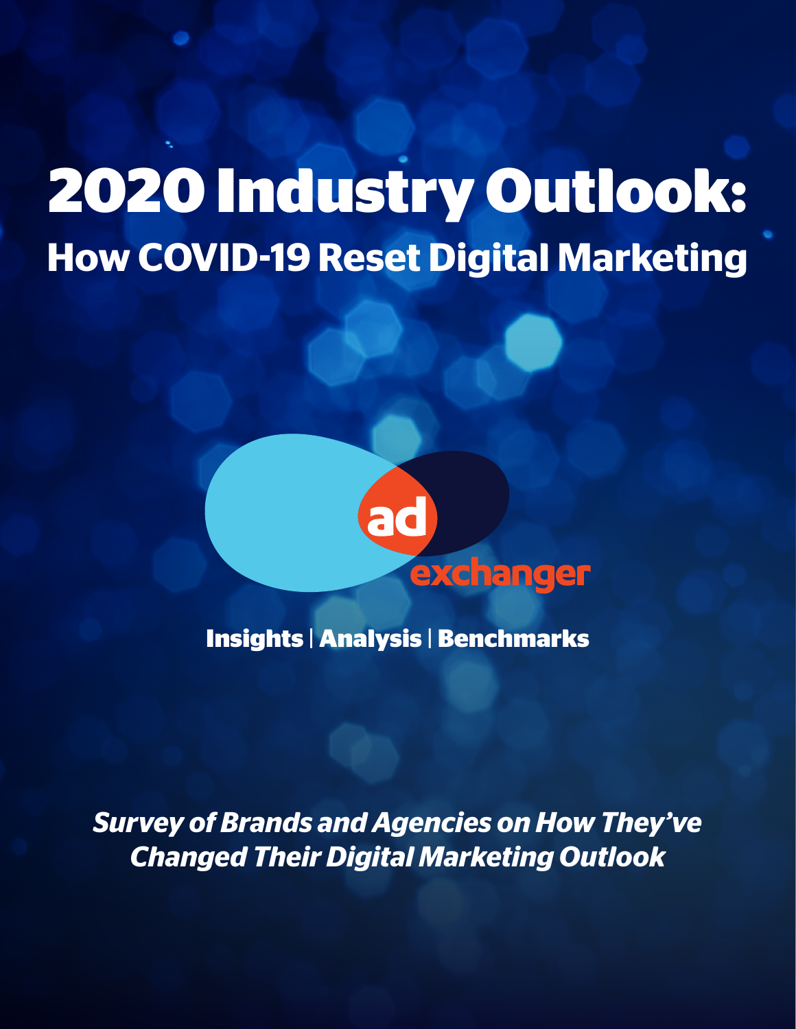# 2020 Industry Outlook:

## How COVID-19 Reset Digital Marketing

ad exchanger

**Insights | Analysis | Benchmarks**

***Survey of Brands and Agencies on How They've Changed Their Digital Marketing Outlook***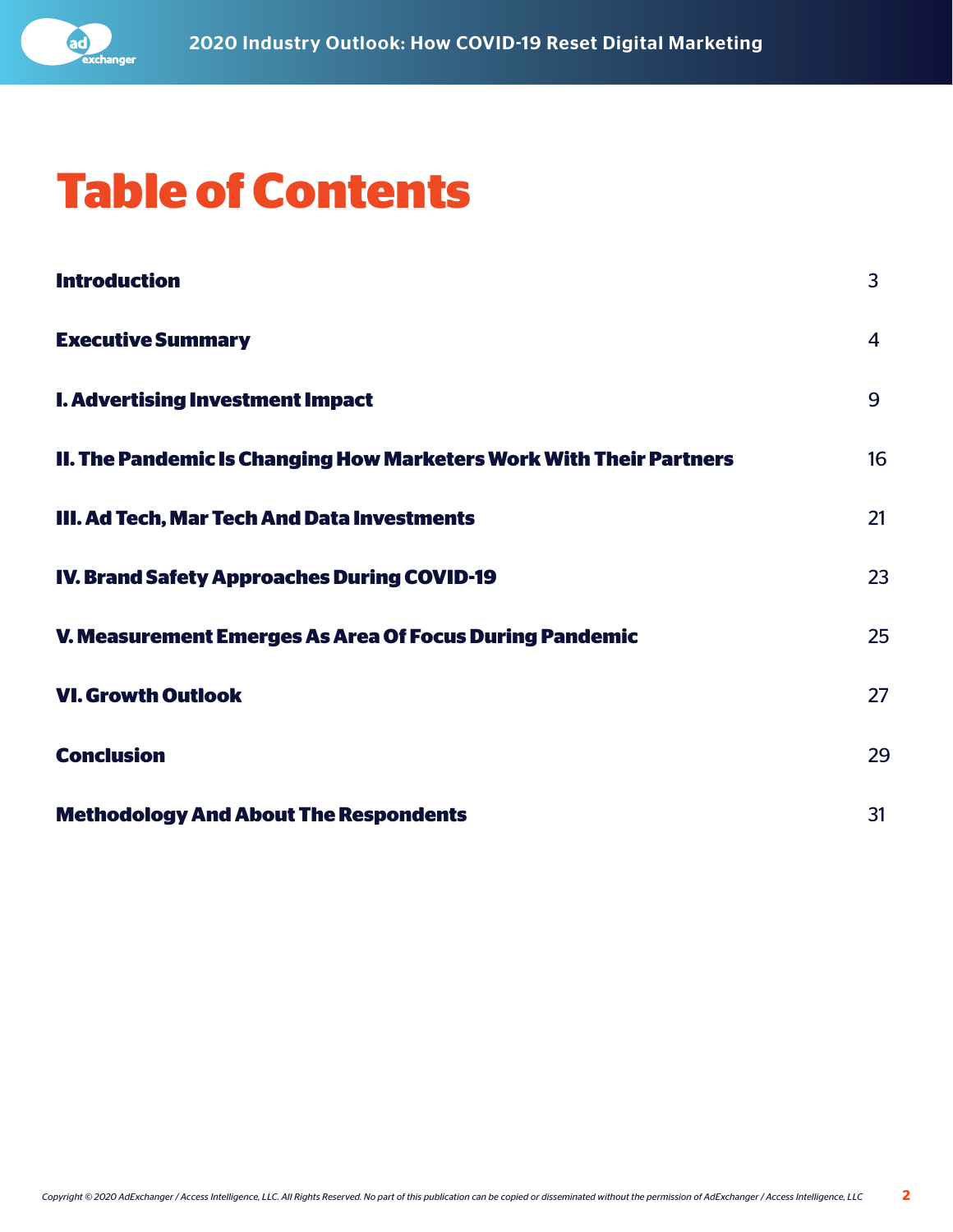# Table of Contents

| | |
|---|---|
| **Introduction** | 3 |
| **Executive Summary** | 4 |
| **I. Advertising Investment Impact** | 9 |
| **II. The Pandemic Is Changing How Marketers Work With Their Partners** | 16 |
| **III. Ad Tech, Mar Tech And Data Investments** | 21 |
| **IV. Brand Safety Approaches During COVID-19** | 23 |
| **V. Measurement Emerges As Area Of Focus During Pandemic** | 25 |
| **VI. Growth Outlook** | 27 |
| **Conclusion** | 29 |
| **Methodology And About The Respondents** | 31 |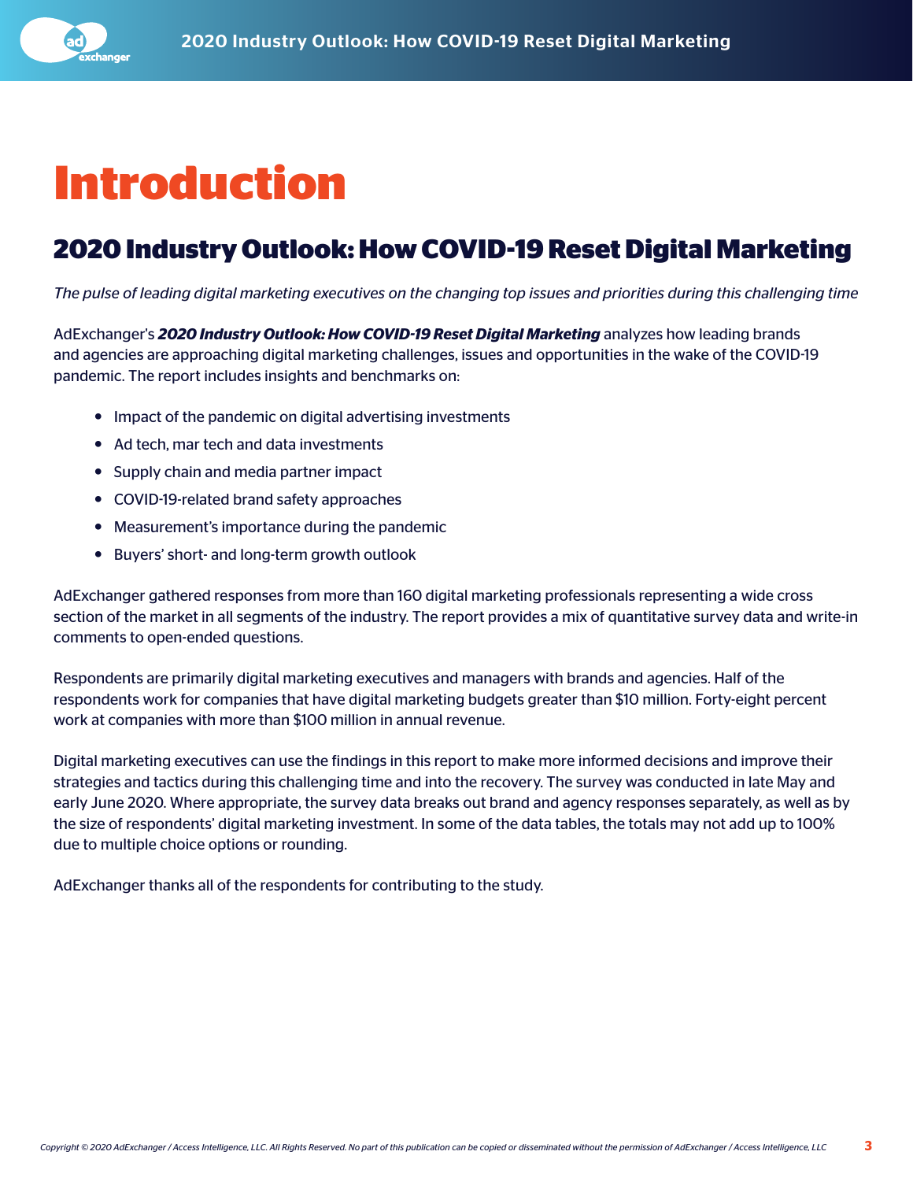# Introduction

## 2020 Industry Outlook: How COVID-19 Reset Digital Marketing

*The pulse of leading digital marketing executives on the changing top issues and priorities during this challenging time*

AdExchanger's ***2020 Industry Outlook: How COVID-19 Reset Digital Marketing*** analyzes how leading brands and agencies are approaching digital marketing challenges, issues and opportunities in the wake of the COVID-19 pandemic. The report includes insights and benchmarks on:

- Impact of the pandemic on digital advertising investments
- Ad tech, mar tech and data investments
- Supply chain and media partner impact
- COVID-19-related brand safety approaches
- Measurement's importance during the pandemic
- Buyers' short- and long-term growth outlook

AdExchanger gathered responses from more than 160 digital marketing professionals representing a wide cross section of the market in all segments of the industry. The report provides a mix of quantitative survey data and write-in comments to open-ended questions.

Respondents are primarily digital marketing executives and managers with brands and agencies. Half of the respondents work for companies that have digital marketing budgets greater than $10 million. Forty-eight percent work at companies with more than $100 million in annual revenue.

Digital marketing executives can use the findings in this report to make more informed decisions and improve their strategies and tactics during this challenging time and into the recovery. The survey was conducted in late May and early June 2020. Where appropriate, the survey data breaks out brand and agency responses separately, as well as by the size of respondents' digital marketing investment. In some of the data tables, the totals may not add up to 100% due to multiple choice options or rounding.

AdExchanger thanks all of the respondents for contributing to the study.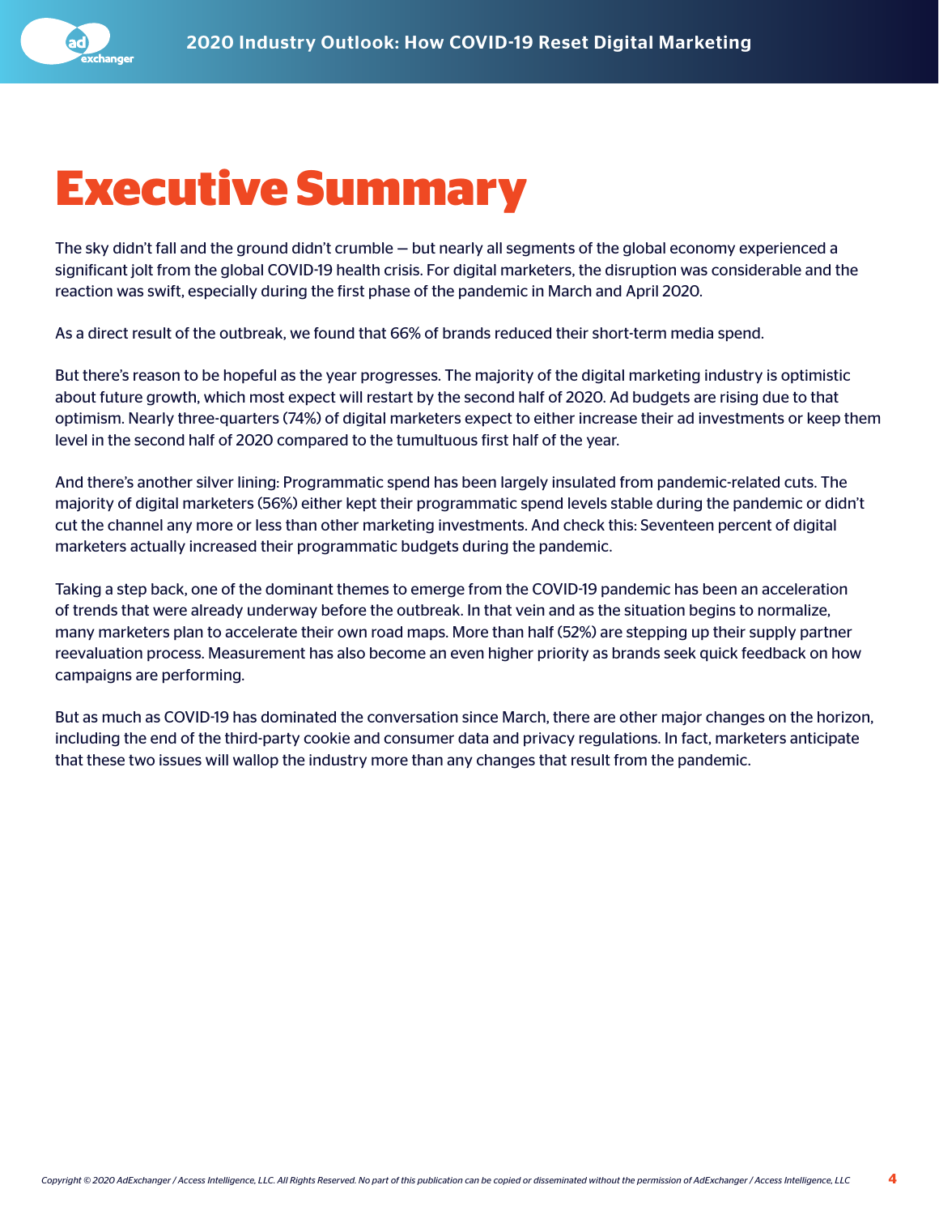# Executive Summary

The sky didn't fall and the ground didn't crumble — but nearly all segments of the global economy experienced a significant jolt from the global COVID-19 health crisis. For digital marketers, the disruption was considerable and the reaction was swift, especially during the first phase of the pandemic in March and April 2020.

As a direct result of the outbreak, we found that 66% of brands reduced their short-term media spend.

But there's reason to be hopeful as the year progresses. The majority of the digital marketing industry is optimistic about future growth, which most expect will restart by the second half of 2020. Ad budgets are rising due to that optimism. Nearly three-quarters (74%) of digital marketers expect to either increase their ad investments or keep them level in the second half of 2020 compared to the tumultuous first half of the year.

And there's another silver lining: Programmatic spend has been largely insulated from pandemic-related cuts. The majority of digital marketers (56%) either kept their programmatic spend levels stable during the pandemic or didn't cut the channel any more or less than other marketing investments. And check this: Seventeen percent of digital marketers actually increased their programmatic budgets during the pandemic.

Taking a step back, one of the dominant themes to emerge from the COVID-19 pandemic has been an acceleration of trends that were already underway before the outbreak. In that vein and as the situation begins to normalize, many marketers plan to accelerate their own road maps. More than half (52%) are stepping up their supply partner reevaluation process. Measurement has also become an even higher priority as brands seek quick feedback on how campaigns are performing.

But as much as COVID-19 has dominated the conversation since March, there are other major changes on the horizon, including the end of the third-party cookie and consumer data and privacy regulations. In fact, marketers anticipate that these two issues will wallop the industry more than any changes that result from the pandemic.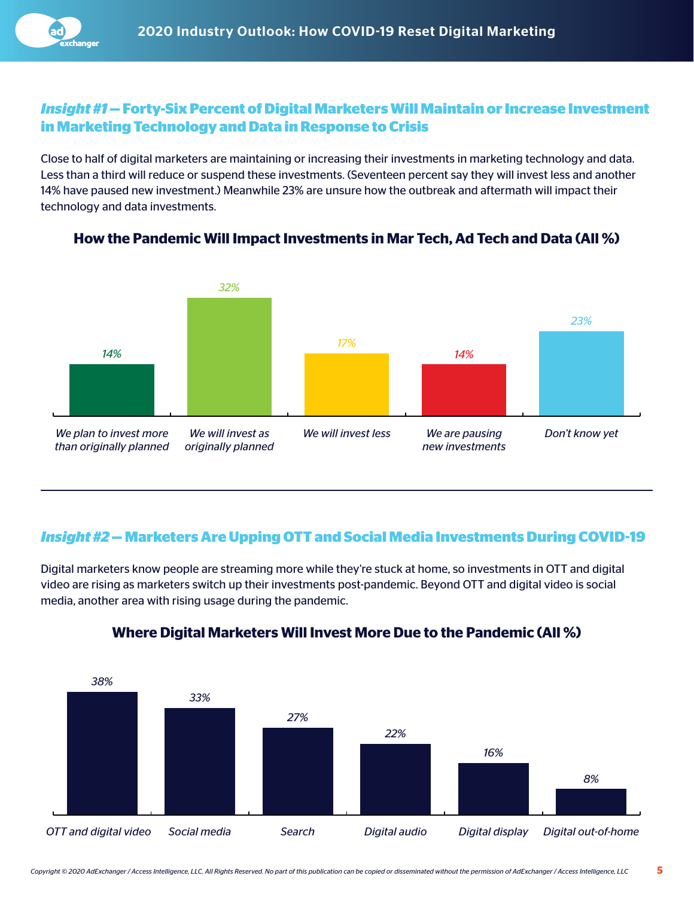## *Insight #1* — Forty-Six Percent of Digital Marketers Will Maintain or Increase Investment in Marketing Technology and Data in Response to Crisis

Close to half of digital marketers are maintaining or increasing their investments in marketing technology and data. Less than a third will reduce or suspend these investments. (Seventeen percent say they will invest less and another 14% have paused new investment.) Meanwhile 23% are unsure how the outbreak and aftermath will impact their technology and data investments.

### How the Pandemic Will Impact Investments in Mar Tech, Ad Tech and Data (All %)

| Response | % |
|---|---|
| We plan to invest more than originally planned | 14% |
| We will invest as originally planned | 32% |
| We will invest less | 17% |
| We are pausing new investments | 14% |
| Don't know yet | 23% |

---

## *Insight #2* — Marketers Are Upping OTT and Social Media Investments During COVID-19

Digital marketers know people are streaming more while they're stuck at home, so investments in OTT and digital video are rising as marketers switch up their investments post-pandemic. Beyond OTT and digital video is social media, another area with rising usage during the pandemic.

### Where Digital Marketers Will Invest More Due to the Pandemic (All %)

| Channel | % |
|---|---|
| OTT and digital video | 38% |
| Social media | 33% |
| Search | 27% |
| Digital audio | 22% |
| Digital display | 16% |
| Digital out-of-home | 8% |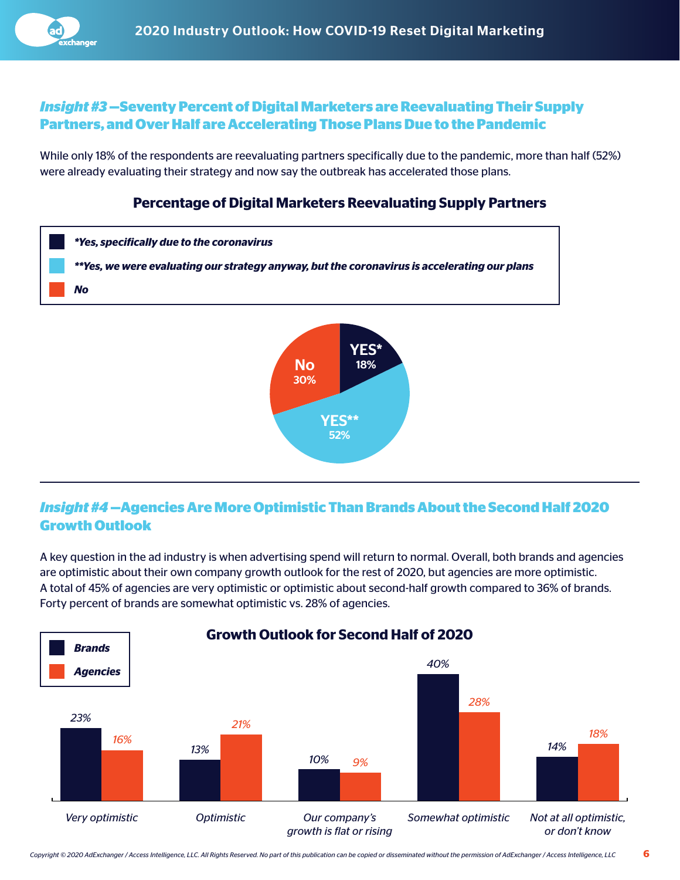### *Insight #3* —Seventy Percent of Digital Marketers are Reevaluating Their Supply Partners, and Over Half are Accelerating Those Plans Due to the Pandemic

While only 18% of the respondents are reevaluating partners specifically due to the pandemic, more than half (52%) were already evaluating their strategy and now say the outbreak has accelerated those plans.

**Percentage of Digital Marketers Reevaluating Supply Partners**

| Response | Percentage |
|---|---|
| *Yes, specifically due to the coronavirus | 18% |
| **Yes, we were evaluating our strategy anyway, but the coronavirus is accelerating our plans | 52% |
| No | 30% |

### *Insight #4* —Agencies Are More Optimistic Than Brands About the Second Half 2020 Growth Outlook

A key question in the ad industry is when advertising spend will return to normal. Overall, both brands and agencies are optimistic about their own company growth outlook for the rest of 2020, but agencies are more optimistic. A total of 45% of agencies are very optimistic or optimistic about second-half growth compared to 36% of brands. Forty percent of brands are somewhat optimistic vs. 28% of agencies.

**Growth Outlook for Second Half of 2020**

| | Brands | Agencies |
|---|---|---|
| Very optimistic | 23% | 16% |
| Optimistic | 13% | 21% |
| Our company's growth is flat or rising | 10% | 9% |
| Somewhat optimistic | 40% | 28% |
| Not at all optimistic, or don't know | 14% | 18% |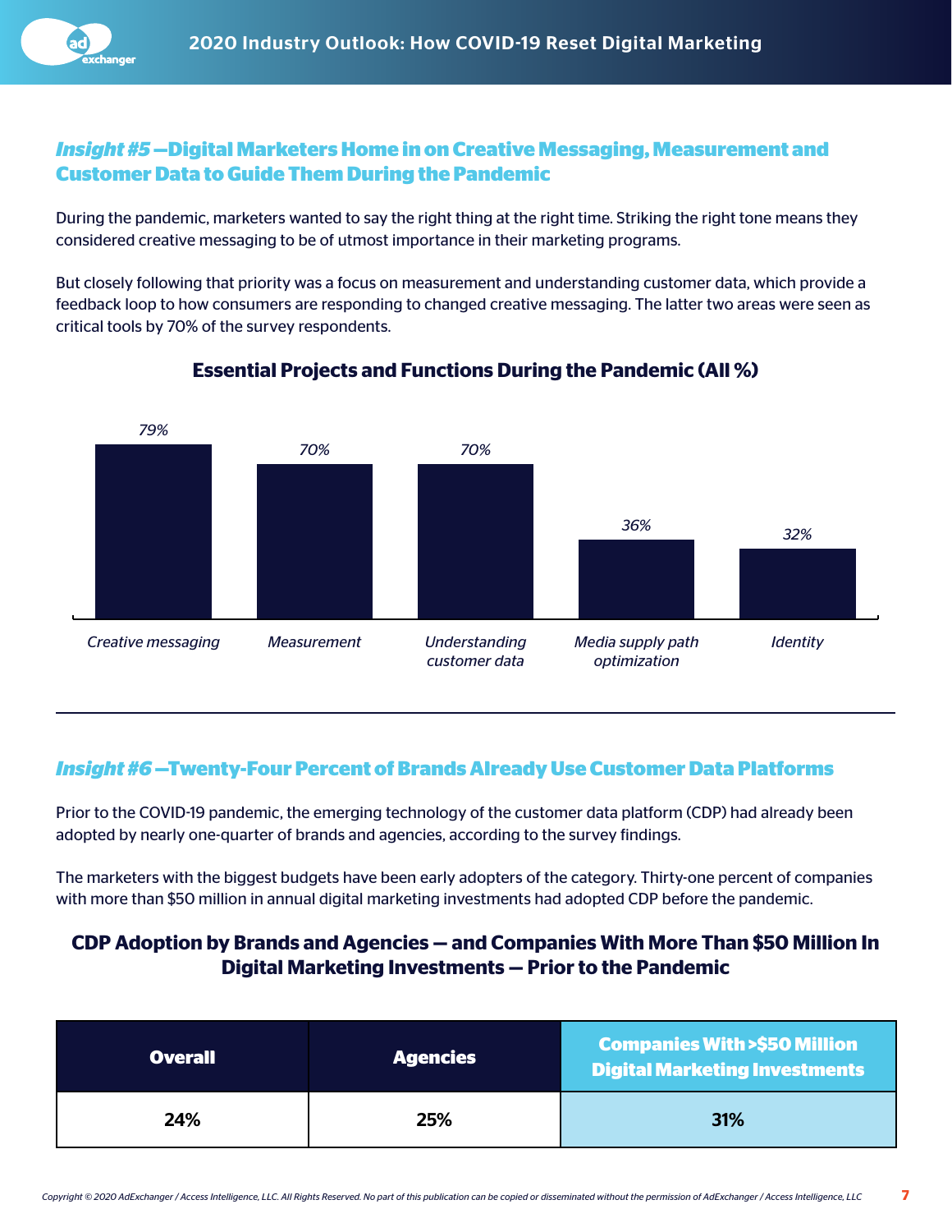## *Insight #5* —Digital Marketers Home in on Creative Messaging, Measurement and Customer Data to Guide Them During the Pandemic

During the pandemic, marketers wanted to say the right thing at the right time. Striking the right tone means they considered creative messaging to be of utmost importance in their marketing programs.

But closely following that priority was a focus on measurement and understanding customer data, which provide a feedback loop to how consumers are responding to changed creative messaging. The latter two areas were seen as critical tools by 70% of the survey respondents.

### Essential Projects and Functions During the Pandemic (All %)

| Creative messaging | Measurement | Understanding customer data | Media supply path optimization | Identity |
|---|---|---|---|---|
| 79% | 70% | 70% | 36% | 32% |

---

## *Insight #6* —Twenty-Four Percent of Brands Already Use Customer Data Platforms

Prior to the COVID-19 pandemic, the emerging technology of the customer data platform (CDP) had already been adopted by nearly one-quarter of brands and agencies, according to the survey findings.

The marketers with the biggest budgets have been early adopters of the category. Thirty-one percent of companies with more than $50 million in annual digital marketing investments had adopted CDP before the pandemic.

### CDP Adoption by Brands and Agencies — and Companies With More Than $50 Million In Digital Marketing Investments — Prior to the Pandemic

| Overall | Agencies | Companies With >$50 Million Digital Marketing Investments |
|---|---|---|
| 24% | 25% | 31% |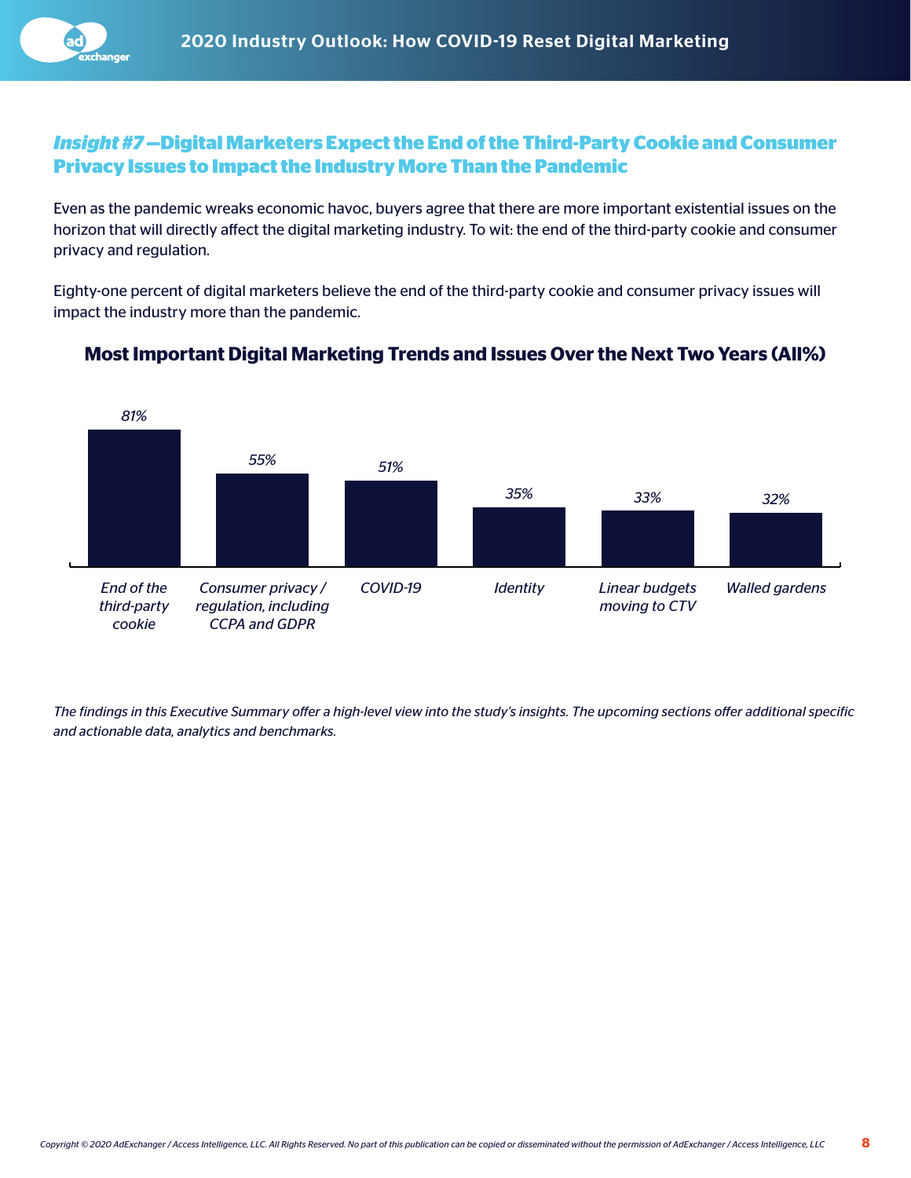## *Insight #7* —Digital Marketers Expect the End of the Third-Party Cookie and Consumer Privacy Issues to Impact the Industry More Than the Pandemic

Even as the pandemic wreaks economic havoc, buyers agree that there are more important existential issues on the horizon that will directly affect the digital marketing industry. To wit: the end of the third-party cookie and consumer privacy and regulation.

Eighty-one percent of digital marketers believe the end of the third-party cookie and consumer privacy issues will impact the industry more than the pandemic.

### Most Important Digital Marketing Trends and Issues Over the Next Two Years (All%)

| Trend / Issue | All% |
|---|---|
| End of the third-party cookie | 81% |
| Consumer privacy / regulation, including CCPA and GDPR | 55% |
| COVID-19 | 51% |
| Identity | 35% |
| Linear budgets moving to CTV | 33% |
| Walled gardens | 32% |

*The findings in this Executive Summary offer a high-level view into the study's insights. The upcoming sections offer additional specific and actionable data, analytics and benchmarks.*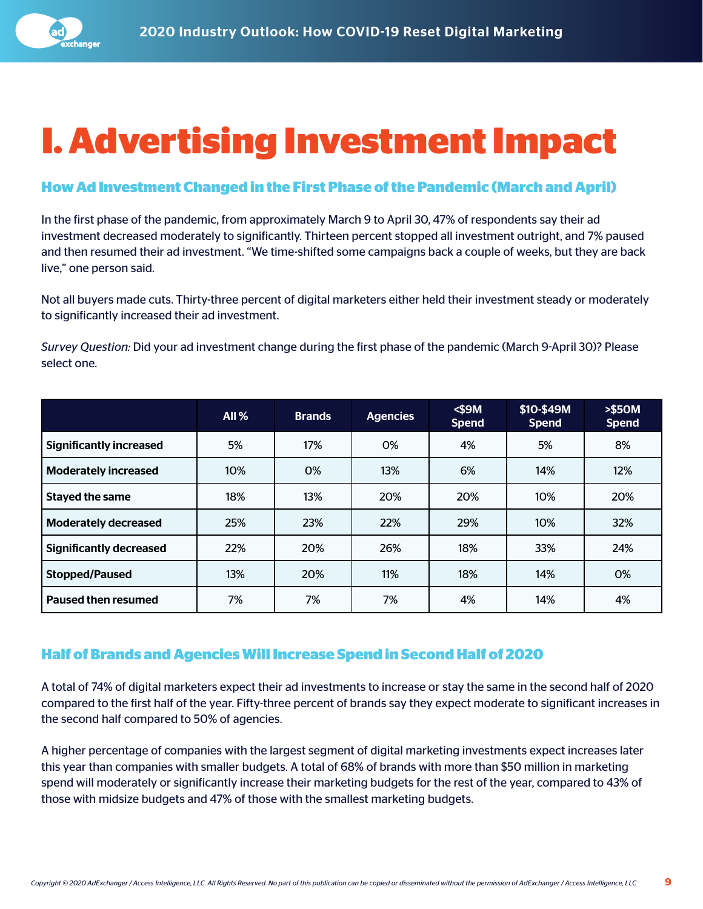# I. Advertising Investment Impact

## How Ad Investment Changed in the First Phase of the Pandemic (March and April)

In the first phase of the pandemic, from approximately March 9 to April 30, 47% of respondents say their ad investment decreased moderately to significantly. Thirteen percent stopped all investment outright, and 7% paused and then resumed their ad investment. "We time-shifted some campaigns back a couple of weeks, but they are back live," one person said.

Not all buyers made cuts. Thirty-three percent of digital marketers either held their investment steady or moderately to significantly increased their ad investment.

*Survey Question:* Did your ad investment change during the first phase of the pandemic (March 9-April 30)? Please select one.

| | All % | Brands | Agencies | <$9M Spend | $10-$49M Spend | >$50M Spend |
|---|---|---|---|---|---|---|
| **Significantly increased** | 5% | 17% | 0% | 4% | 5% | 8% |
| **Moderately increased** | 10% | 0% | 13% | 6% | 14% | 12% |
| **Stayed the same** | 18% | 13% | 20% | 20% | 10% | 20% |
| **Moderately decreased** | 25% | 23% | 22% | 29% | 10% | 32% |
| **Significantly decreased** | 22% | 20% | 26% | 18% | 33% | 24% |
| **Stopped/Paused** | 13% | 20% | 11% | 18% | 14% | 0% |
| **Paused then resumed** | 7% | 7% | 7% | 4% | 14% | 4% |

## Half of Brands and Agencies Will Increase Spend in Second Half of 2020

A total of 74% of digital marketers expect their ad investments to increase or stay the same in the second half of 2020 compared to the first half of the year. Fifty-three percent of brands say they expect moderate to significant increases in the second half compared to 50% of agencies.

A higher percentage of companies with the largest segment of digital marketing investments expect increases later this year than companies with smaller budgets. A total of 68% of brands with more than $50 million in marketing spend will moderately or significantly increase their marketing budgets for the rest of the year, compared to 43% of those with midsize budgets and 47% of those with the smallest marketing budgets.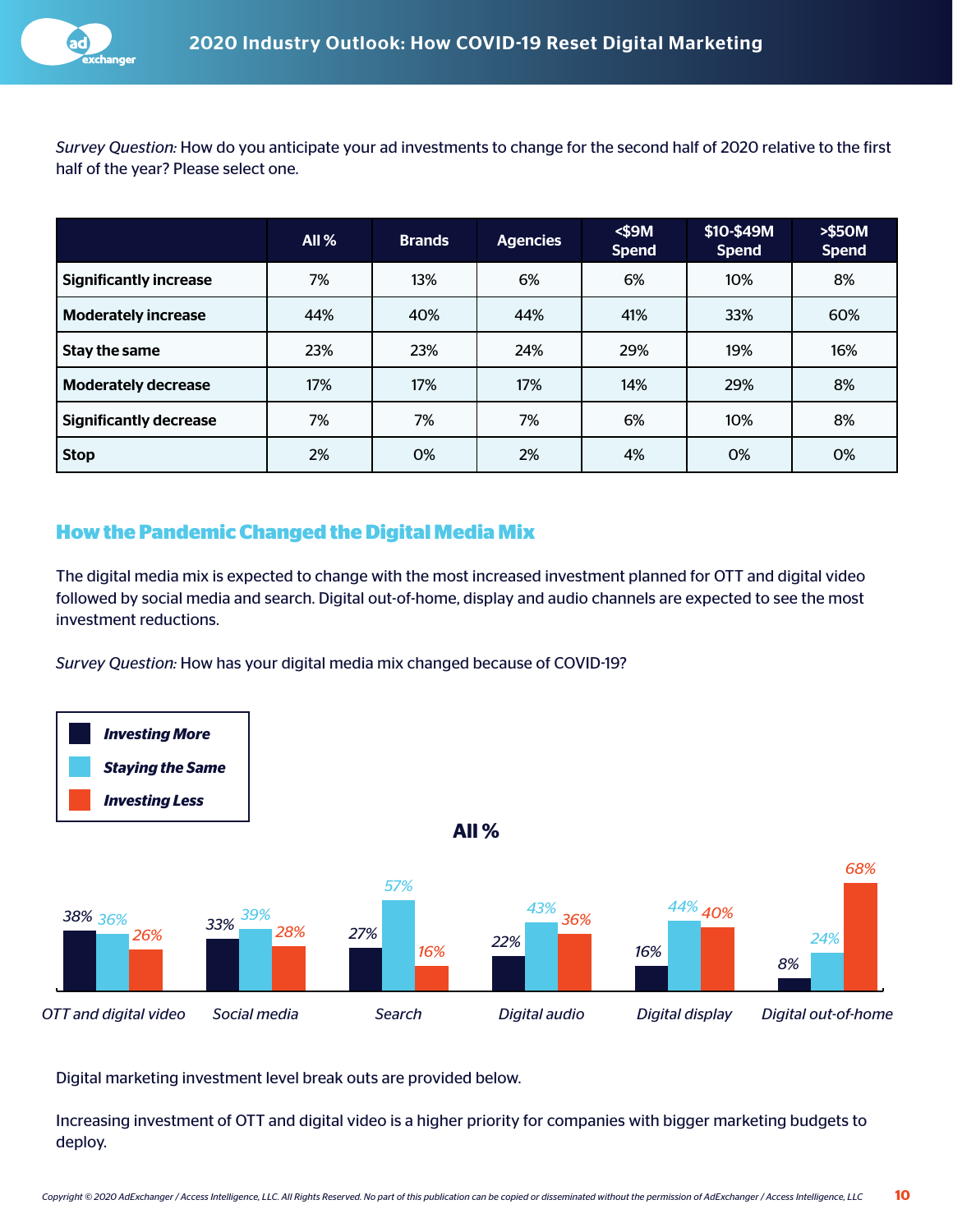*Survey Question:* How do you anticipate your ad investments to change for the second half of 2020 relative to the first half of the year? Please select one.

| | All % | Brands | Agencies | <$9M Spend | $10-$49M Spend | >$50M Spend |
|---|---|---|---|---|---|---|
| **Significantly increase** | 7% | 13% | 6% | 6% | 10% | 8% |
| **Moderately increase** | 44% | 40% | 44% | 41% | 33% | 60% |
| **Stay the same** | 23% | 23% | 24% | 29% | 19% | 16% |
| **Moderately decrease** | 17% | 17% | 17% | 14% | 29% | 8% |
| **Significantly decrease** | 7% | 7% | 7% | 6% | 10% | 8% |
| **Stop** | 2% | 0% | 2% | 4% | 0% | 0% |

## How the Pandemic Changed the Digital Media Mix

The digital media mix is expected to change with the most increased investment planned for OTT and digital video followed by social media and search. Digital out-of-home, display and audio channels are expected to see the most investment reductions.

*Survey Question:* How has your digital media mix changed because of COVID-19?

**All %**

| | Investing More | Staying the Same | Investing Less |
|---|---|---|---|
| OTT and digital video | 38% | 36% | 26% |
| Social media | 33% | 39% | 28% |
| Search | 27% | 57% | 16% |
| Digital audio | 22% | 43% | 36% |
| Digital display | 16% | 44% | 40% |
| Digital out-of-home | 8% | 24% | 68% |

Digital marketing investment level break outs are provided below.

Increasing investment of OTT and digital video is a higher priority for companies with bigger marketing budgets to deploy.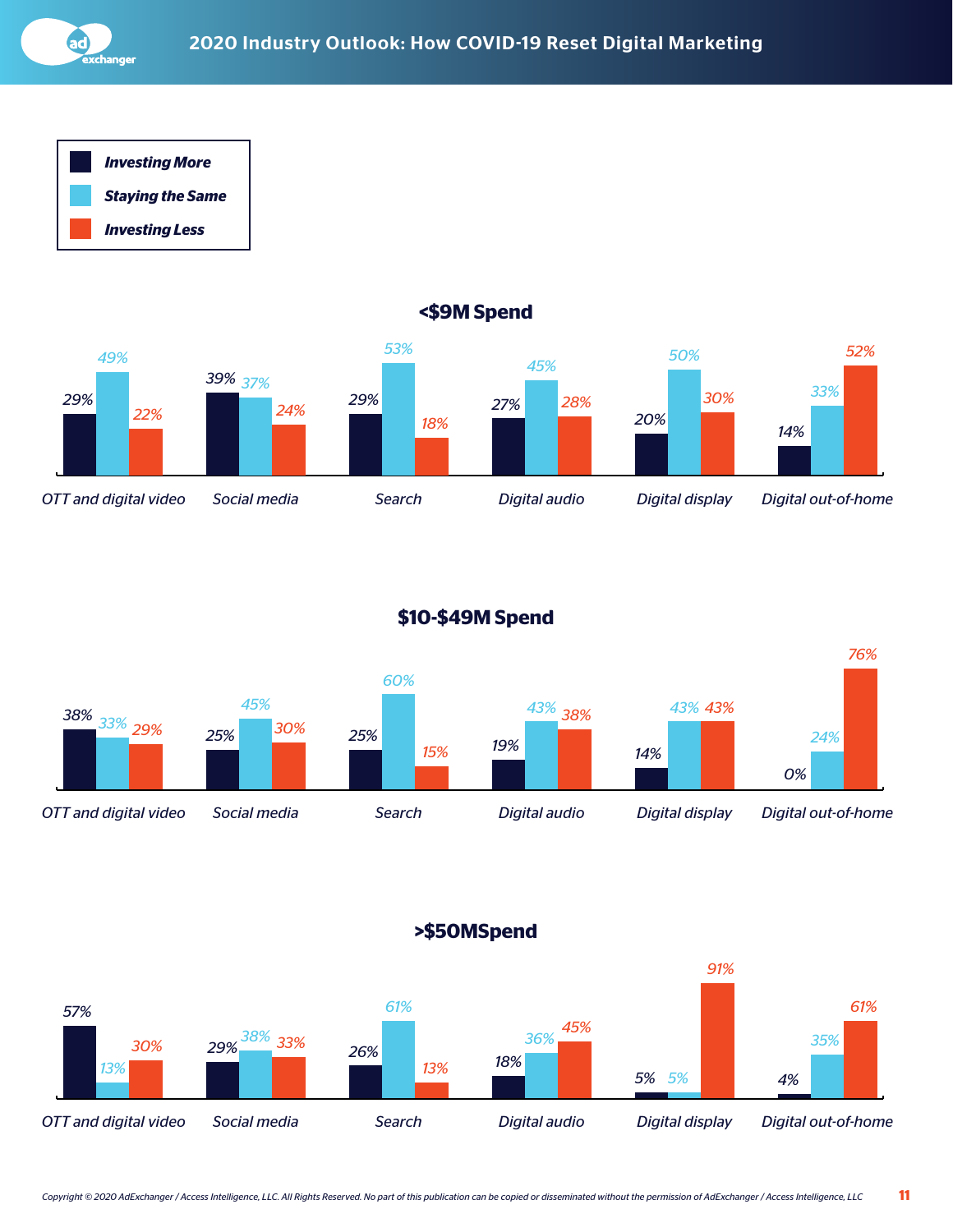| | Investing More | Staying the Same | Investing Less |
|---|---|---|---|

## <$9M Spend

| | Investing More | Staying the Same | Investing Less |
|---|---|---|---|
| OTT and digital video | 29% | 49% | 22% |
| Social media | 39% | 37% | 24% |
| Search | 29% | 53% | 18% |
| Digital audio | 27% | 45% | 28% |
| Digital display | 20% | 50% | 30% |
| Digital out-of-home | 14% | 33% | 52% |

## $10-$49M Spend

| | Investing More | Staying the Same | Investing Less |
|---|---|---|---|
| OTT and digital video | 38% | 33% | 29% |
| Social media | 25% | 45% | 30% |
| Search | 25% | 60% | 15% |
| Digital audio | 19% | 43% | 38% |
| Digital display | 14% | 43% | 43% |
| Digital out-of-home | 0% | 24% | 76% |

## >$50MSpend

| | Investing More | Staying the Same | Investing Less |
|---|---|---|---|
| OTT and digital video | 57% | 13% | 30% |
| Social media | 29% | 38% | 33% |
| Search | 26% | 61% | 13% |
| Digital audio | 18% | 36% | 45% |
| Digital display | 5% | 5% | 91% |
| Digital out-of-home | 4% | 35% | 61% |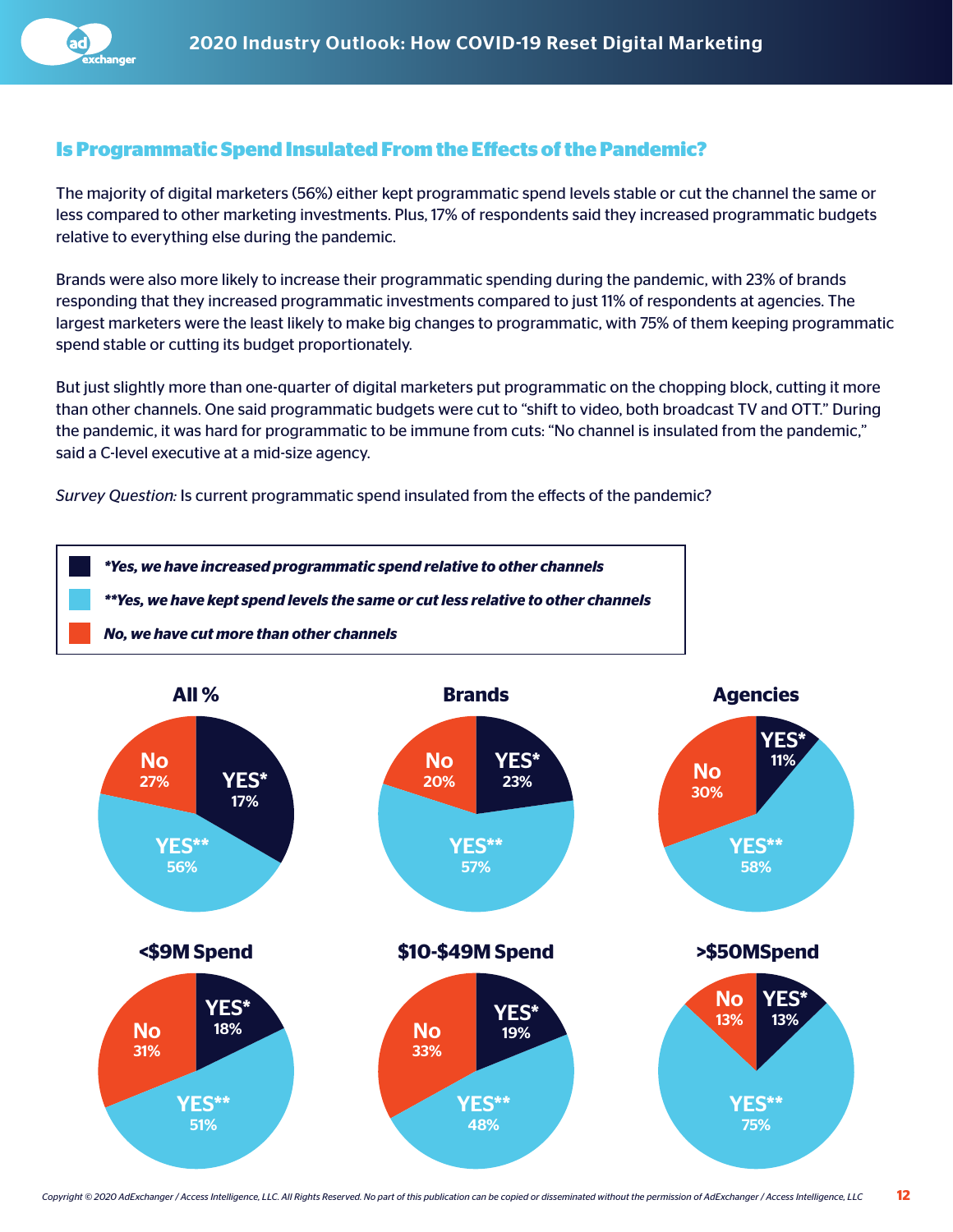## Is Programmatic Spend Insulated From the Effects of the Pandemic?

The majority of digital marketers (56%) either kept programmatic spend levels stable or cut the channel the same or less compared to other marketing investments. Plus, 17% of respondents said they increased programmatic budgets relative to everything else during the pandemic.

Brands were also more likely to increase their programmatic spending during the pandemic, with 23% of brands responding that they increased programmatic investments compared to just 11% of respondents at agencies. The largest marketers were the least likely to make big changes to programmatic, with 75% of them keeping programmatic spend stable or cutting its budget proportionately.

But just slightly more than one-quarter of digital marketers put programmatic on the chopping block, cutting it more than other channels. One said programmatic budgets were cut to "shift to video, both broadcast TV and OTT." During the pandemic, it was hard for programmatic to be immune from cuts: "No channel is insulated from the pandemic," said a C-level executive at a mid-size agency.

*Survey Question:* Is current programmatic spend insulated from the effects of the pandemic?

***Yes, we have increased programmatic spend relative to other channels**

****Yes, we have kept spend levels the same or cut less relative to other channels**

***No, we have cut more than other channels***

| | YES* | YES** | No |
|---|---|---|---|
| All % | 17% | 56% | 27% |
| Brands | 23% | 57% | 20% |
| Agencies | 11% | 58% | 30% |
| <$9M Spend | 18% | 51% | 31% |
| $10-$49M Spend | 19% | 48% | 33% |
| >$50MSpend | 13% | 75% | 13% |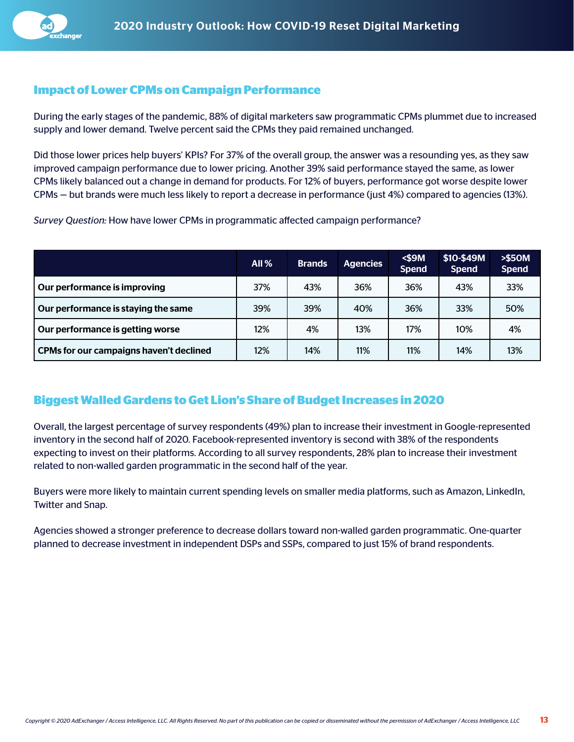## Impact of Lower CPMs on Campaign Performance

During the early stages of the pandemic, 88% of digital marketers saw programmatic CPMs plummet due to increased supply and lower demand. Twelve percent said the CPMs they paid remained unchanged.

Did those lower prices help buyers' KPIs? For 37% of the overall group, the answer was a resounding yes, as they saw improved campaign performance due to lower pricing. Another 39% said performance stayed the same, as lower CPMs likely balanced out a change in demand for products. For 12% of buyers, performance got worse despite lower CPMs — but brands were much less likely to report a decrease in performance (just 4%) compared to agencies (13%).

*Survey Question:* How have lower CPMs in programmatic affected campaign performance?

| | All % | Brands | Agencies | <$9M Spend | $10-$49M Spend | >$50M Spend |
|---|---|---|---|---|---|---|
| **Our performance is improving** | 37% | 43% | 36% | 36% | 43% | 33% |
| **Our performance is staying the same** | 39% | 39% | 40% | 36% | 33% | 50% |
| **Our performance is getting worse** | 12% | 4% | 13% | 17% | 10% | 4% |
| **CPMs for our campaigns haven't declined** | 12% | 14% | 11% | 11% | 14% | 13% |

## Biggest Walled Gardens to Get Lion's Share of Budget Increases in 2020

Overall, the largest percentage of survey respondents (49%) plan to increase their investment in Google-represented inventory in the second half of 2020. Facebook-represented inventory is second with 38% of the respondents expecting to invest on their platforms. According to all survey respondents, 28% plan to increase their investment related to non-walled garden programmatic in the second half of the year.

Buyers were more likely to maintain current spending levels on smaller media platforms, such as Amazon, LinkedIn, Twitter and Snap.

Agencies showed a stronger preference to decrease dollars toward non-walled garden programmatic. One-quarter planned to decrease investment in independent DSPs and SSPs, compared to just 15% of brand respondents.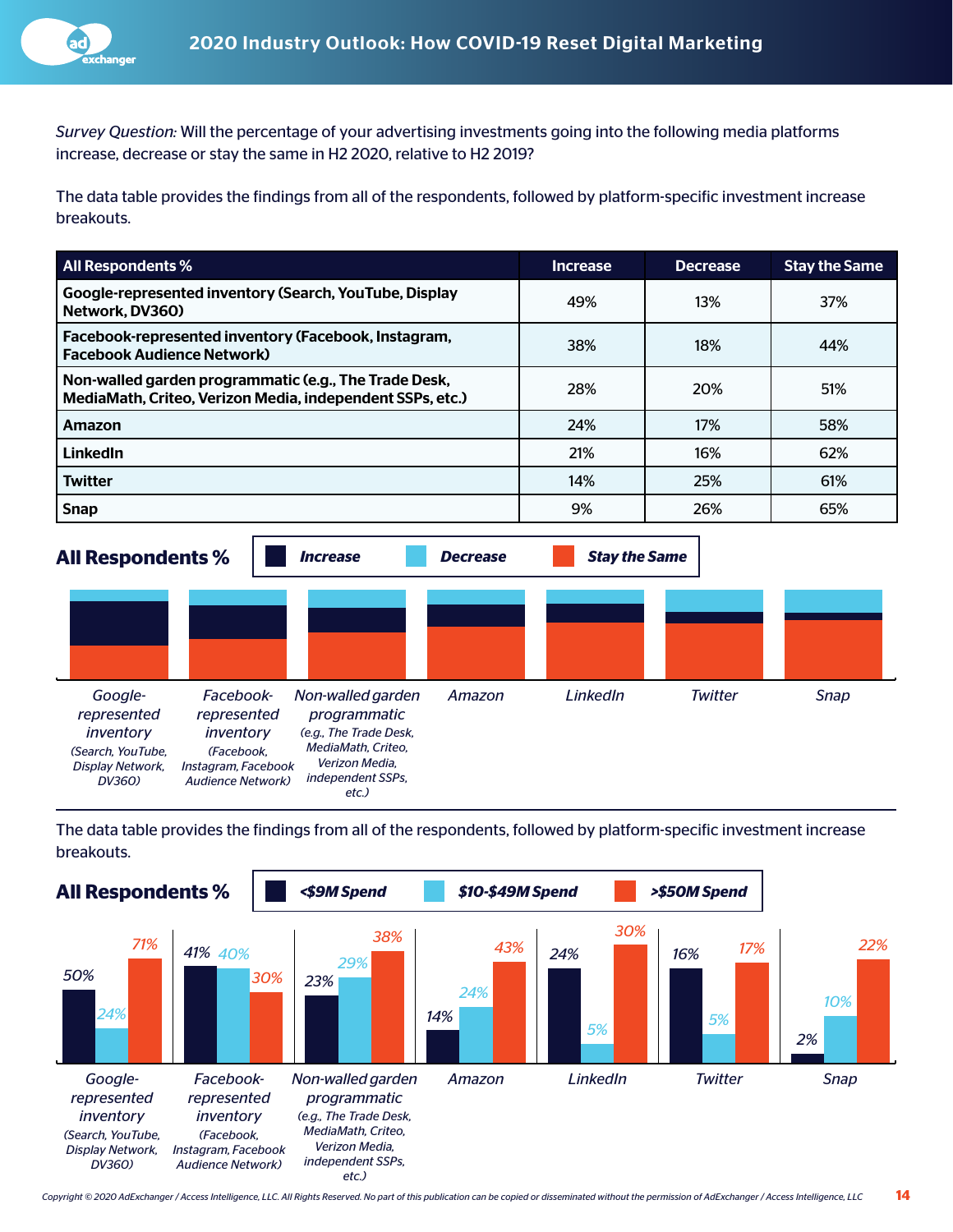*Survey Question:* Will the percentage of your advertising investments going into the following media platforms increase, decrease or stay the same in H2 2020, relative to H2 2019?

The data table provides the findings from all of the respondents, followed by platform-specific investment increase breakouts.

| All Respondents % | Increase | Decrease | Stay the Same |
|---|---|---|---|
| **Google-represented inventory (Search, YouTube, Display Network, DV360)** | 49% | 13% | 37% |
| **Facebook-represented inventory (Facebook, Instagram, Facebook Audience Network)** | 38% | 18% | 44% |
| **Non-walled garden programmatic (e.g., The Trade Desk, MediaMath, Criteo, Verizon Media, independent SSPs, etc.)** | 28% | 20% | 51% |
| **Amazon** | 24% | 17% | 58% |
| **LinkedIn** | 21% | 16% | 62% |
| **Twitter** | 14% | 25% | 61% |
| **Snap** | 9% | 26% | 65% |

## All Respondents %

*Increase* | *Decrease* | *Stay the Same*

*Google-represented inventory (Search, YouTube, Display Network, DV360)* | *Facebook-represented inventory (Facebook, Instagram, Facebook Audience Network)* | *Non-walled garden programmatic (e.g., The Trade Desk, MediaMath, Criteo, Verizon Media, independent SSPs, etc.)* | *Amazon* | *LinkedIn* | *Twitter* | *Snap*

The data table provides the findings from all of the respondents, followed by platform-specific investment increase breakouts.

## All Respondents %

| | <$9M Spend | $10-$49M Spend | >$50M Spend |
|---|---|---|---|
| Google-represented inventory (Search, YouTube, Display Network, DV360) | 50% | 24% | 71% |
| Facebook-represented inventory (Facebook, Instagram, Facebook Audience Network) | 41% | 40% | 30% |
| Non-walled garden programmatic (e.g., The Trade Desk, MediaMath, Criteo, Verizon Media, independent SSPs, etc.) | 23% | 29% | 38% |
| Amazon | 14% | 24% | 43% |
| LinkedIn | 24% | 5% | 30% |
| Twitter | 16% | 5% | 17% |
| Snap | 2% | 10% | 22% |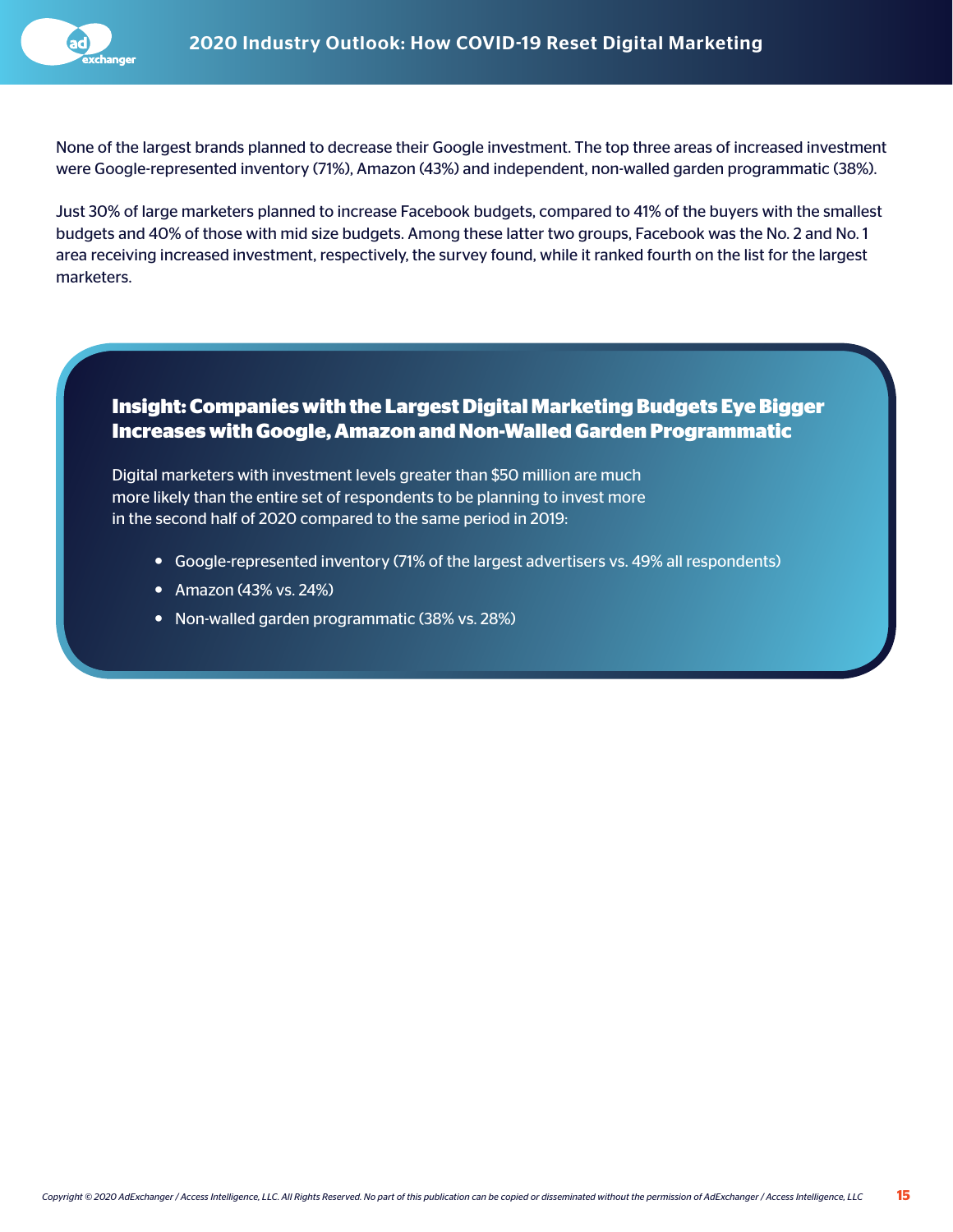None of the largest brands planned to decrease their Google investment. The top three areas of increased investment were Google-represented inventory (71%), Amazon (43%) and independent, non-walled garden programmatic (38%).

Just 30% of large marketers planned to increase Facebook budgets, compared to 41% of the buyers with the smallest budgets and 40% of those with mid size budgets. Among these latter two groups, Facebook was the No. 2 and No. 1 area receiving increased investment, respectively, the survey found, while it ranked fourth on the list for the largest marketers.

### Insight: Companies with the Largest Digital Marketing Budgets Eye Bigger Increases with Google, Amazon and Non-Walled Garden Programmatic

Digital marketers with investment levels greater than $50 million are much more likely than the entire set of respondents to be planning to invest more in the second half of 2020 compared to the same period in 2019:

- Google-represented inventory (71% of the largest advertisers vs. 49% all respondents)
- Amazon (43% vs. 24%)
- Non-walled garden programmatic (38% vs. 28%)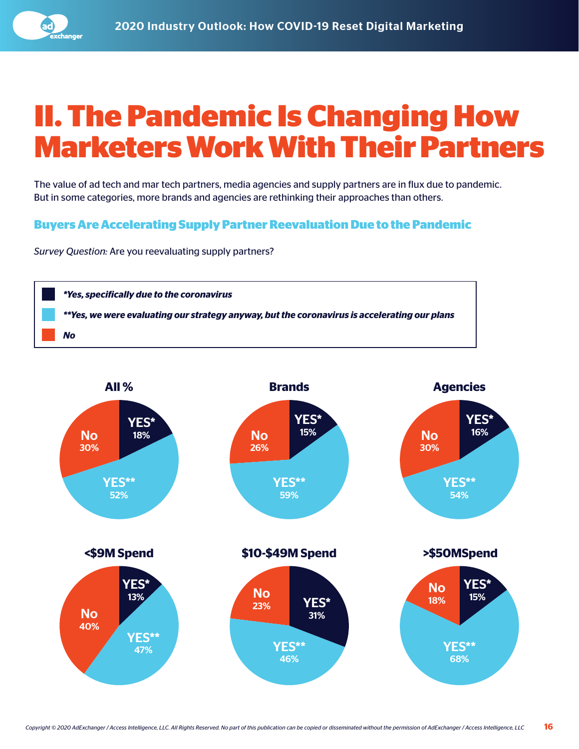# II. The Pandemic Is Changing How Marketers Work With Their Partners

The value of ad tech and mar tech partners, media agencies and supply partners are in flux due to pandemic. But in some categories, more brands and agencies are rethinking their approaches than others.

## Buyers Are Accelerating Supply Partner Reevaluation Due to the Pandemic

*Survey Question:* Are you reevaluating supply partners?

- ***Yes, specifically due to the coronavirus**
- ****Yes, we were evaluating our strategy anyway, but the coronavirus is accelerating our plans**
- ***No***

| | YES* | YES** | No |
|---|---|---|---|
| All % | 18% | 52% | 30% |
| Brands | 15% | 59% | 26% |
| Agencies | 16% | 54% | 30% |
| <$9M Spend | 13% | 47% | 40% |
| $10-$49M Spend | 31% | 46% | 23% |
| >$50MSpend | 15% | 68% | 18% |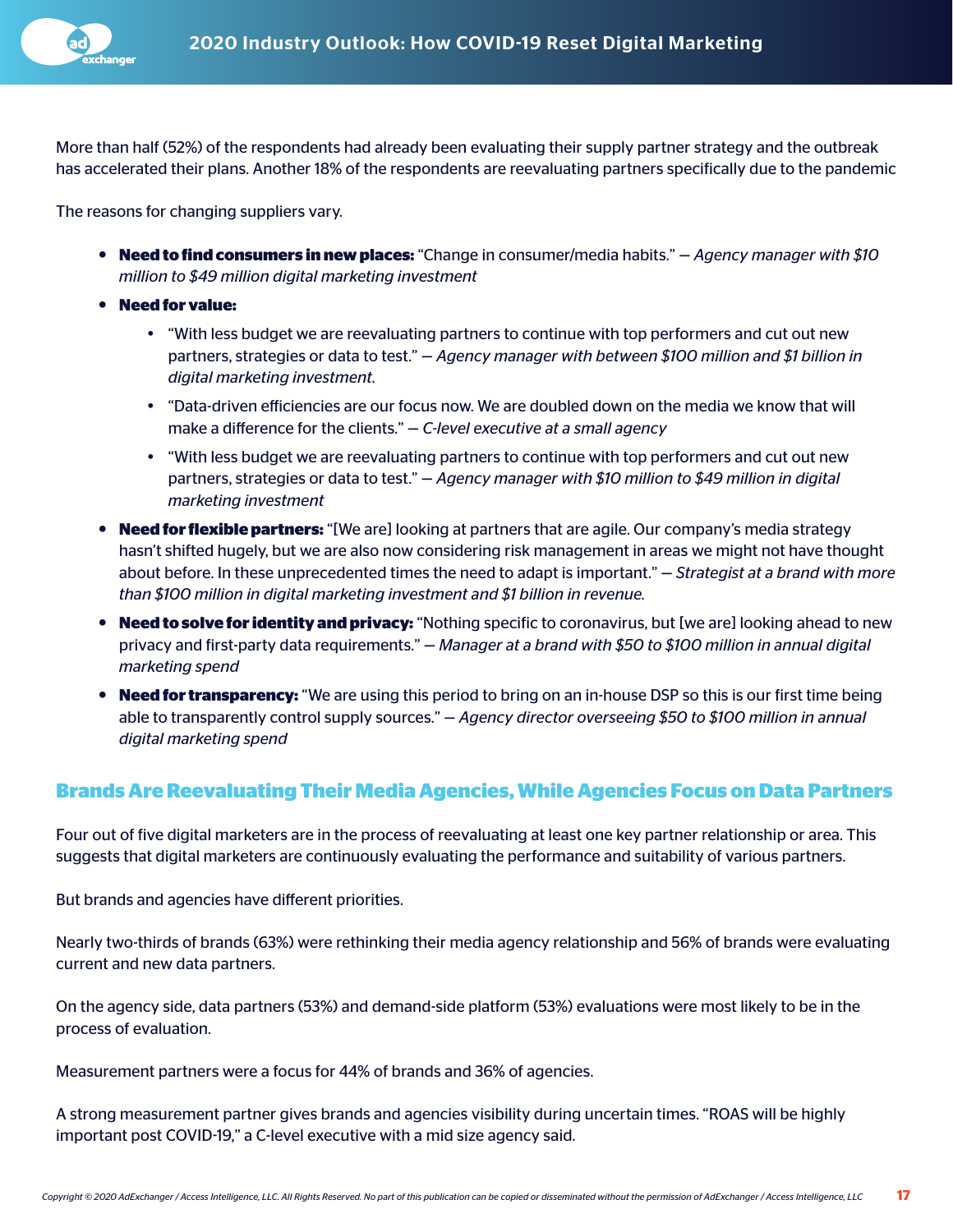More than half (52%) of the respondents had already been evaluating their supply partner strategy and the outbreak has accelerated their plans. Another 18% of the respondents are reevaluating partners specifically due to the pandemic

The reasons for changing suppliers vary.

- **Need to find consumers in new places:** "Change in consumer/media habits." — *Agency manager with $10 million to $49 million digital marketing investment*
- **Need for value:**
  - "With less budget we are reevaluating partners to continue with top performers and cut out new partners, strategies or data to test." — *Agency manager with between $100 million and $1 billion in digital marketing investment.*
  - "Data-driven efficiencies are our focus now. We are doubled down on the media we know that will make a difference for the clients." — *C-level executive at a small agency*
  - "With less budget we are reevaluating partners to continue with top performers and cut out new partners, strategies or data to test." — *Agency manager with $10 million to $49 million in digital marketing investment*
- **Need for flexible partners:** "[We are] looking at partners that are agile. Our company's media strategy hasn't shifted hugely, but we are also now considering risk management in areas we might not have thought about before. In these unprecedented times the need to adapt is important." — *Strategist at a brand with more than $100 million in digital marketing investment and $1 billion in revenue.*
- **Need to solve for identity and privacy:** "Nothing specific to coronavirus, but [we are] looking ahead to new privacy and first-party data requirements." — *Manager at a brand with $50 to $100 million in annual digital marketing spend*
- **Need for transparency:** "We are using this period to bring on an in-house DSP so this is our first time being able to transparently control supply sources." — *Agency director overseeing $50 to $100 million in annual digital marketing spend*

## Brands Are Reevaluating Their Media Agencies, While Agencies Focus on Data Partners

Four out of five digital marketers are in the process of reevaluating at least one key partner relationship or area. This suggests that digital marketers are continuously evaluating the performance and suitability of various partners.

But brands and agencies have different priorities.

Nearly two-thirds of brands (63%) were rethinking their media agency relationship and 56% of brands were evaluating current and new data partners.

On the agency side, data partners (53%) and demand-side platform (53%) evaluations were most likely to be in the process of evaluation.

Measurement partners were a focus for 44% of brands and 36% of agencies.

A strong measurement partner gives brands and agencies visibility during uncertain times. "ROAS will be highly important post COVID-19," a C-level executive with a mid size agency said.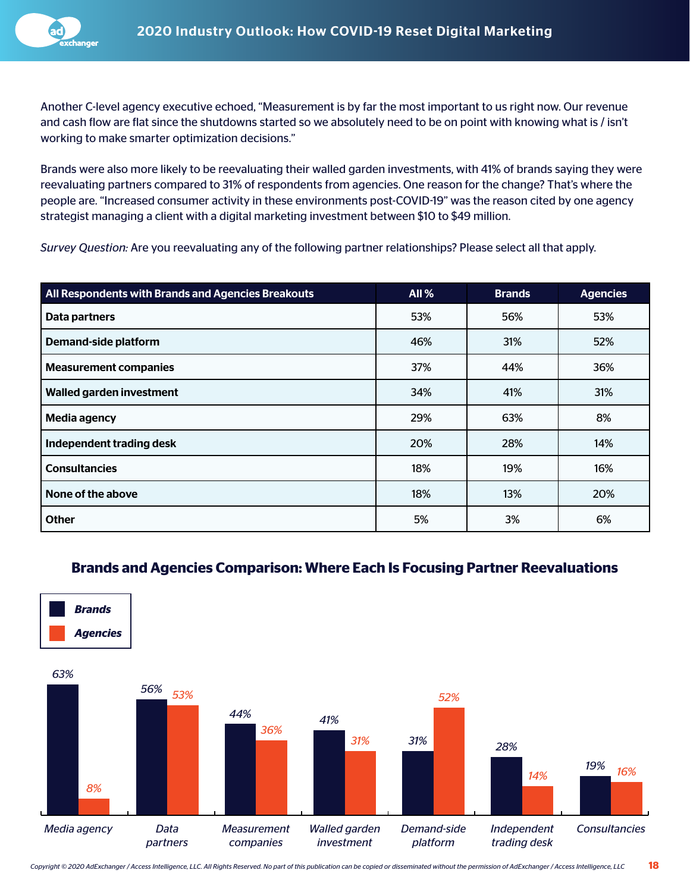Another C-level agency executive echoed, “Measurement is by far the most important to us right now. Our revenue and cash flow are flat since the shutdowns started so we absolutely need to be on point with knowing what is / isn’t working to make smarter optimization decisions.”

Brands were also more likely to be reevaluating their walled garden investments, with 41% of brands saying they were reevaluating partners compared to 31% of respondents from agencies. One reason for the change? That’s where the people are. “Increased consumer activity in these environments post-COVID-19” was the reason cited by one agency strategist managing a client with a digital marketing investment between $10 to $49 million.

*Survey Question:* Are you reevaluating any of the following partner relationships? Please select all that apply.

| All Respondents with Brands and Agencies Breakouts | All % | Brands | Agencies |
|---|---|---|---|
| **Data partners** | 53% | 56% | 53% |
| **Demand-side platform** | 46% | 31% | 52% |
| **Measurement companies** | 37% | 44% | 36% |
| **Walled garden investment** | 34% | 41% | 31% |
| **Media agency** | 29% | 63% | 8% |
| **Independent trading desk** | 20% | 28% | 14% |
| **Consultancies** | 18% | 19% | 16% |
| **None of the above** | 18% | 13% | 20% |
| **Other** | 5% | 3% | 6% |

## Brands and Agencies Comparison: Where Each Is Focusing Partner Reevaluations

| | Brands | Agencies |
|---|---|---|
| Media agency | 63% | 8% |
| Data partners | 56% | 53% |
| Measurement companies | 44% | 36% |
| Walled garden investment | 41% | 31% |
| Demand-side platform | 31% | 52% |
| Independent trading desk | 28% | 14% |
| Consultancies | 19% | 16% |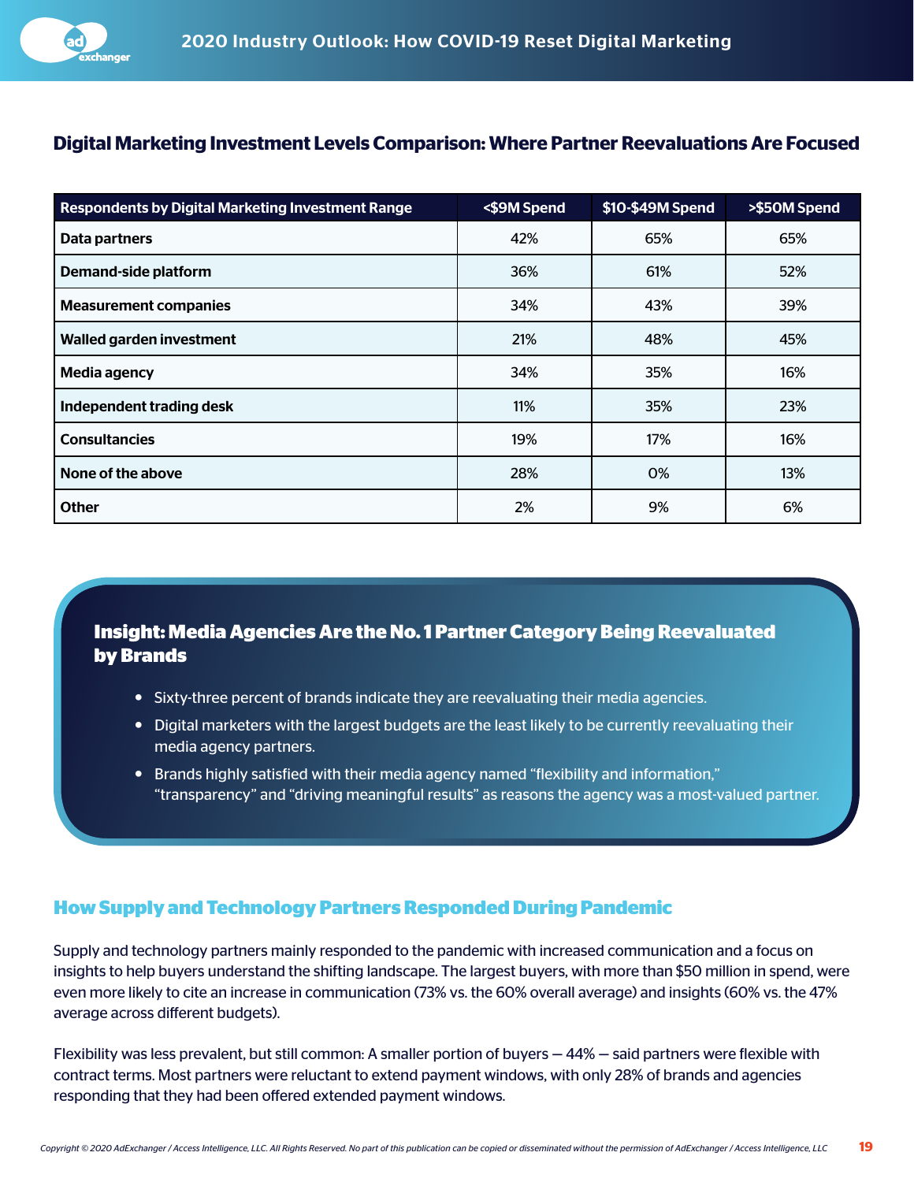## Digital Marketing Investment Levels Comparison: Where Partner Reevaluations Are Focused

| Respondents by Digital Marketing Investment Range | <$9M Spend | $10-$49M Spend | >$50M Spend |
|---|---|---|---|
| Data partners | 42% | 65% | 65% |
| Demand-side platform | 36% | 61% | 52% |
| Measurement companies | 34% | 43% | 39% |
| Walled garden investment | 21% | 48% | 45% |
| Media agency | 34% | 35% | 16% |
| Independent trading desk | 11% | 35% | 23% |
| Consultancies | 19% | 17% | 16% |
| None of the above | 28% | 0% | 13% |
| Other | 2% | 9% | 6% |

### Insight: Media Agencies Are the No. 1 Partner Category Being Reevaluated by Brands

- Sixty-three percent of brands indicate they are reevaluating their media agencies.
- Digital marketers with the largest budgets are the least likely to be currently reevaluating their media agency partners.
- Brands highly satisfied with their media agency named "flexibility and information," "transparency" and "driving meaningful results" as reasons the agency was a most-valued partner.

## How Supply and Technology Partners Responded During Pandemic

Supply and technology partners mainly responded to the pandemic with increased communication and a focus on insights to help buyers understand the shifting landscape. The largest buyers, with more than $50 million in spend, were even more likely to cite an increase in communication (73% vs. the 60% overall average) and insights (60% vs. the 47% average across different budgets).

Flexibility was less prevalent, but still common: A smaller portion of buyers — 44% — said partners were flexible with contract terms. Most partners were reluctant to extend payment windows, with only 28% of brands and agencies responding that they had been offered extended payment windows.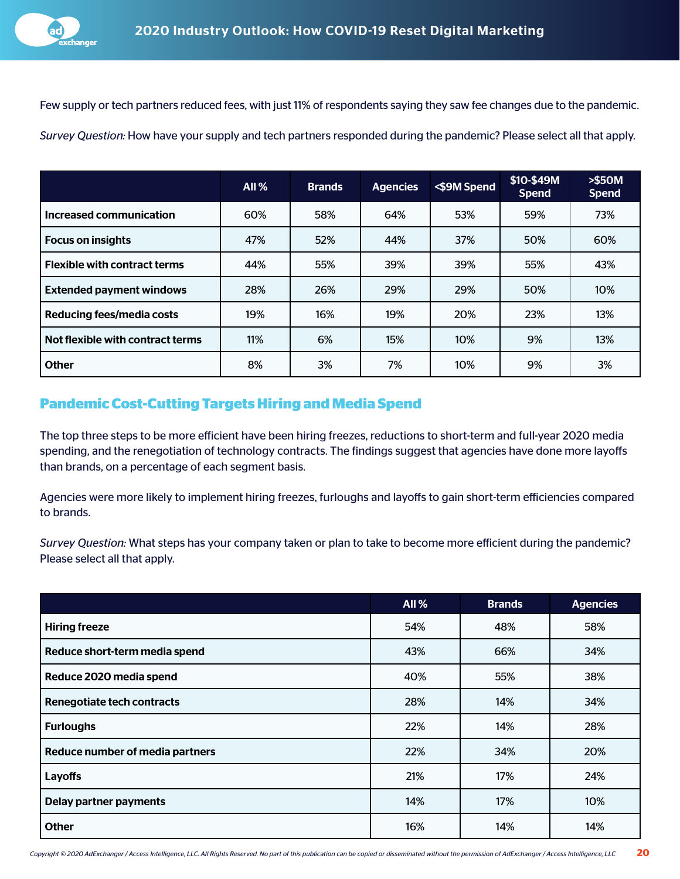Few supply or tech partners reduced fees, with just 11% of respondents saying they saw fee changes due to the pandemic.

*Survey Question:* How have your supply and tech partners responded during the pandemic? Please select all that apply.

| | All % | Brands | Agencies | <$9M Spend | $10-$49M Spend | >$50M Spend |
|---|---|---|---|---|---|---|
| **Increased communication** | 60% | 58% | 64% | 53% | 59% | 73% |
| **Focus on insights** | 47% | 52% | 44% | 37% | 50% | 60% |
| **Flexible with contract terms** | 44% | 55% | 39% | 39% | 55% | 43% |
| **Extended payment windows** | 28% | 26% | 29% | 29% | 50% | 10% |
| **Reducing fees/media costs** | 19% | 16% | 19% | 20% | 23% | 13% |
| **Not flexible with contract terms** | 11% | 6% | 15% | 10% | 9% | 13% |
| **Other** | 8% | 3% | 7% | 10% | 9% | 3% |

## Pandemic Cost-Cutting Targets Hiring and Media Spend

The top three steps to be more efficient have been hiring freezes, reductions to short-term and full-year 2020 media spending, and the renegotiation of technology contracts. The findings suggest that agencies have done more layoffs than brands, on a percentage of each segment basis.

Agencies were more likely to implement hiring freezes, furloughs and layoffs to gain short-term efficiencies compared to brands.

*Survey Question:* What steps has your company taken or plan to take to become more efficient during the pandemic? Please select all that apply.

| | All % | Brands | Agencies |
|---|---|---|---|
| **Hiring freeze** | 54% | 48% | 58% |
| **Reduce short-term media spend** | 43% | 66% | 34% |
| **Reduce 2020 media spend** | 40% | 55% | 38% |
| **Renegotiate tech contracts** | 28% | 14% | 34% |
| **Furloughs** | 22% | 14% | 28% |
| **Reduce number of media partners** | 22% | 34% | 20% |
| **Layoffs** | 21% | 17% | 24% |
| **Delay partner payments** | 14% | 17% | 10% |
| **Other** | 16% | 14% | 14% |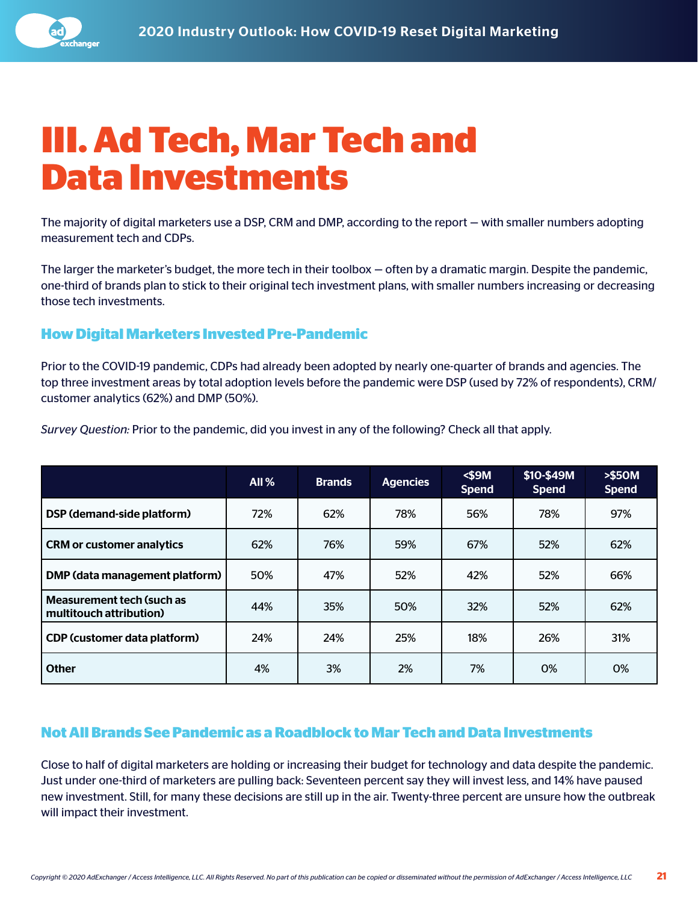# III. Ad Tech, Mar Tech and Data Investments

The majority of digital marketers use a DSP, CRM and DMP, according to the report — with smaller numbers adopting measurement tech and CDPs.

The larger the marketer's budget, the more tech in their toolbox — often by a dramatic margin. Despite the pandemic, one-third of brands plan to stick to their original tech investment plans, with smaller numbers increasing or decreasing those tech investments.

## How Digital Marketers Invested Pre-Pandemic

Prior to the COVID-19 pandemic, CDPs had already been adopted by nearly one-quarter of brands and agencies. The top three investment areas by total adoption levels before the pandemic were DSP (used by 72% of respondents), CRM/customer analytics (62%) and DMP (50%).

*Survey Question:* Prior to the pandemic, did you invest in any of the following? Check all that apply.

| | All % | Brands | Agencies | <$9M Spend | $10-$49M Spend | >$50M Spend |
|---|---|---|---|---|---|---|
| **DSP (demand-side platform)** | 72% | 62% | 78% | 56% | 78% | 97% |
| **CRM or customer analytics** | 62% | 76% | 59% | 67% | 52% | 62% |
| **DMP (data management platform)** | 50% | 47% | 52% | 42% | 52% | 66% |
| **Measurement tech (such as multitouch attribution)** | 44% | 35% | 50% | 32% | 52% | 62% |
| **CDP (customer data platform)** | 24% | 24% | 25% | 18% | 26% | 31% |
| **Other** | 4% | 3% | 2% | 7% | 0% | 0% |

## Not All Brands See Pandemic as a Roadblock to Mar Tech and Data Investments

Close to half of digital marketers are holding or increasing their budget for technology and data despite the pandemic. Just under one-third of marketers are pulling back: Seventeen percent say they will invest less, and 14% have paused new investment. Still, for many these decisions are still up in the air. Twenty-three percent are unsure how the outbreak will impact their investment.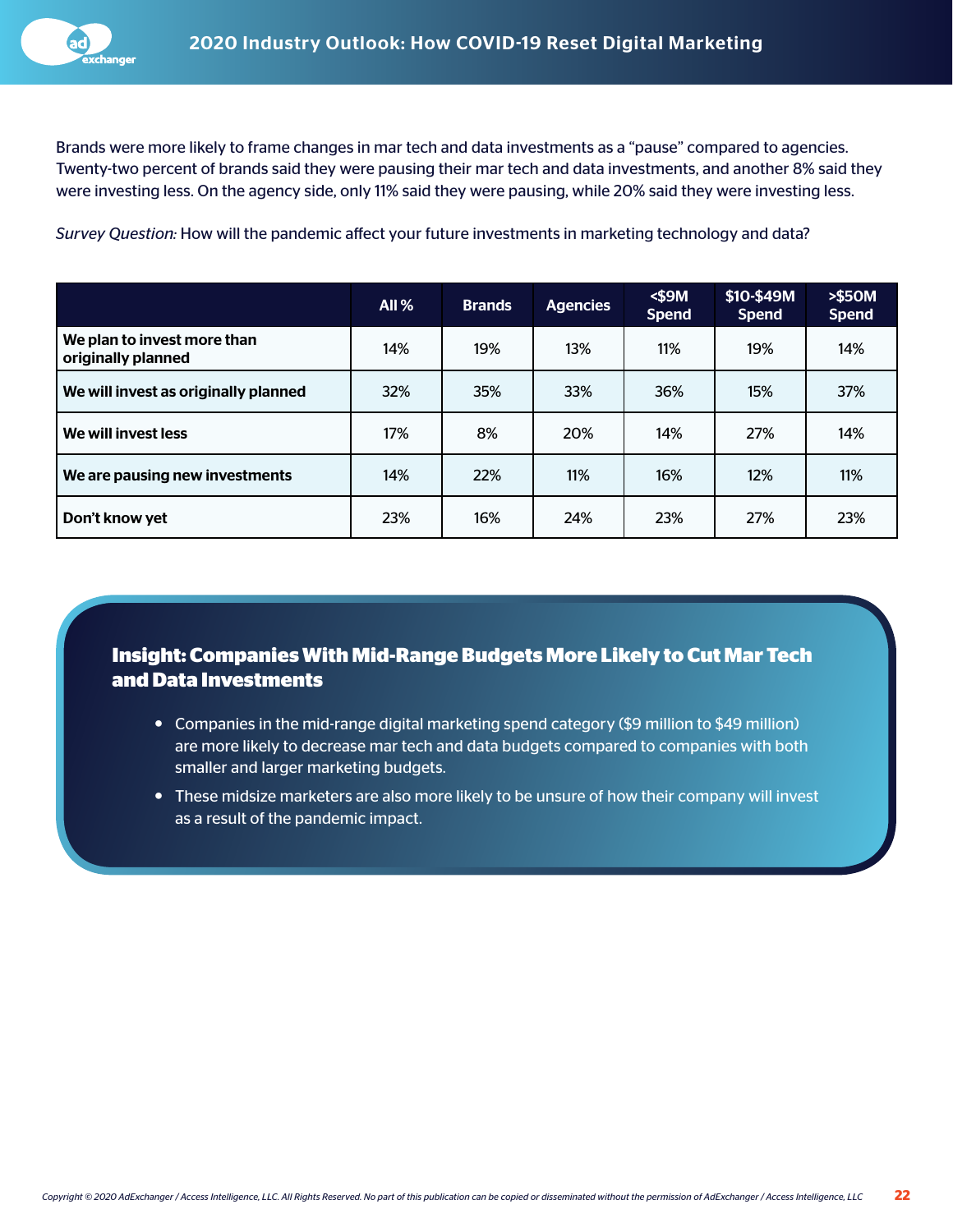Brands were more likely to frame changes in mar tech and data investments as a "pause" compared to agencies. Twenty-two percent of brands said they were pausing their mar tech and data investments, and another 8% said they were investing less. On the agency side, only 11% said they were pausing, while 20% said they were investing less.

*Survey Question:* How will the pandemic affect your future investments in marketing technology and data?

| | All % | Brands | Agencies | <$9M Spend | $10-$49M Spend | >$50M Spend |
|---|---|---|---|---|---|---|
| **We plan to invest more than originally planned** | 14% | 19% | 13% | 11% | 19% | 14% |
| **We will invest as originally planned** | 32% | 35% | 33% | 36% | 15% | 37% |
| **We will invest less** | 17% | 8% | 20% | 14% | 27% | 14% |
| **We are pausing new investments** | 14% | 22% | 11% | 16% | 12% | 11% |
| **Don't know yet** | 23% | 16% | 24% | 23% | 27% | 23% |

### Insight: Companies With Mid-Range Budgets More Likely to Cut Mar Tech and Data Investments

- Companies in the mid-range digital marketing spend category ($9 million to $49 million) are more likely to decrease mar tech and data budgets compared to companies with both smaller and larger marketing budgets.
- These midsize marketers are also more likely to be unsure of how their company will invest as a result of the pandemic impact.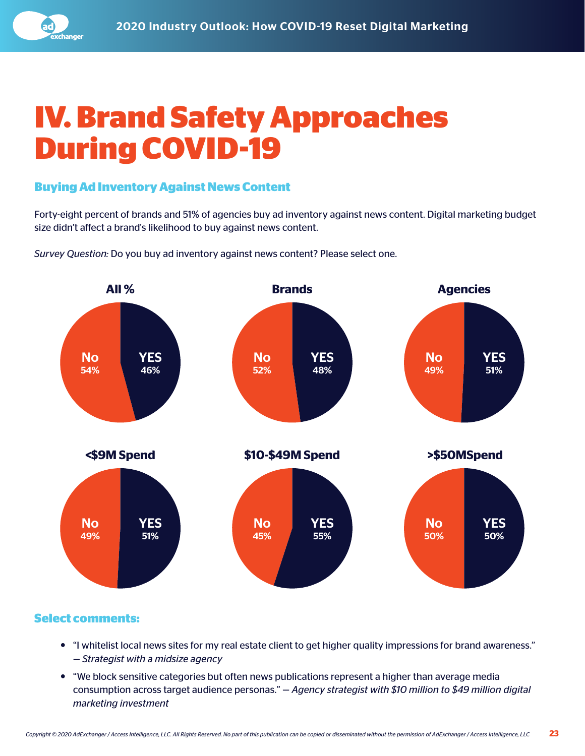# IV. Brand Safety Approaches During COVID-19

### Buying Ad Inventory Against News Content

Forty-eight percent of brands and 51% of agencies buy ad inventory against news content. Digital marketing budget size didn't affect a brand's likelihood to buy against news content.

*Survey Question:* Do you buy ad inventory against news content? Please select one.

| | YES | No |
|---|---|---|
| All % | 46% | 54% |
| Brands | 48% | 52% |
| Agencies | 51% | 49% |
| <$9M Spend | 51% | 49% |
| $10-$49M Spend | 55% | 45% |
| >$50MSpend | 50% | 50% |

### Select comments:

- "I whitelist local news sites for my real estate client to get higher quality impressions for brand awareness." *— Strategist with a midsize agency*
- "We block sensitive categories but often news publications represent a higher than average media consumption across target audience personas." *— Agency strategist with $10 million to $49 million digital marketing investment*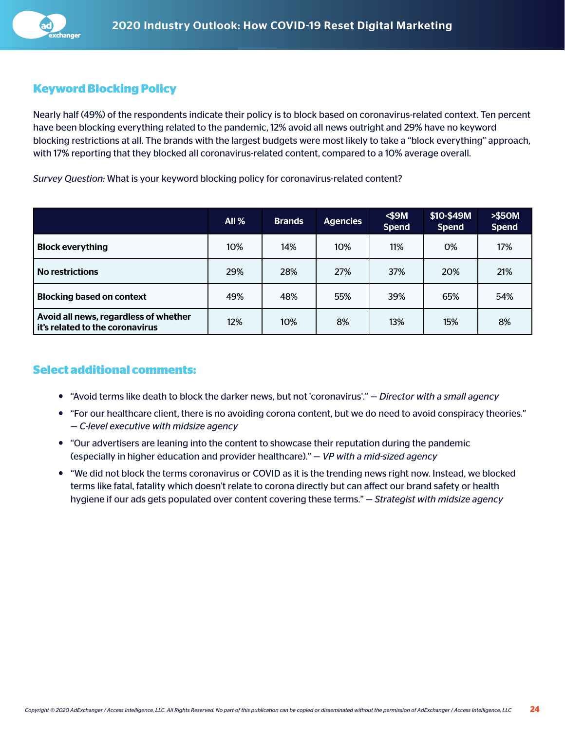## Keyword Blocking Policy

Nearly half (49%) of the respondents indicate their policy is to block based on coronavirus-related context. Ten percent have been blocking everything related to the pandemic, 12% avoid all news outright and 29% have no keyword blocking restrictions at all. The brands with the largest budgets were most likely to take a "block everything" approach, with 17% reporting that they blocked all coronavirus-related content, compared to a 10% average overall.

*Survey Question:* What is your keyword blocking policy for coronavirus-related content?

| | All % | Brands | Agencies | <$9M Spend | $10-$49M Spend | >$50M Spend |
|---|---|---|---|---|---|---|
| **Block everything** | 10% | 14% | 10% | 11% | 0% | 17% |
| **No restrictions** | 29% | 28% | 27% | 37% | 20% | 21% |
| **Blocking based on context** | 49% | 48% | 55% | 39% | 65% | 54% |
| **Avoid all news, regardless of whether it's related to the coronavirus** | 12% | 10% | 8% | 13% | 15% | 8% |

## Select additional comments:

- "Avoid terms like death to block the darker news, but not 'coronavirus'." — *Director with a small agency*
- "For our healthcare client, there is no avoiding corona content, but we do need to avoid conspiracy theories." — *C-level executive with midsize agency*
- "Our advertisers are leaning into the content to showcase their reputation during the pandemic (especially in higher education and provider healthcare)." — *VP with a mid-sized agency*
- "We did not block the terms coronavirus or COVID as it is the trending news right now. Instead, we blocked terms like fatal, fatality which doesn't relate to corona directly but can affect our brand safety or health hygiene if our ads gets populated over content covering these terms." — *Strategist with midsize agency*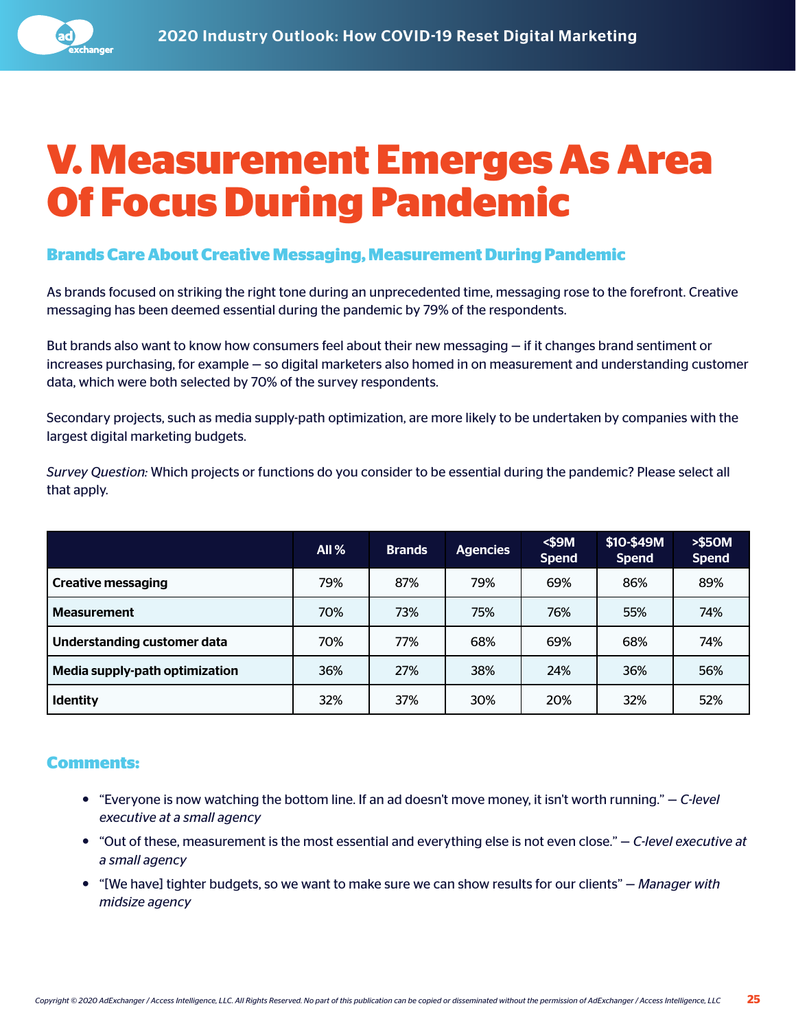# V. Measurement Emerges As Area Of Focus During Pandemic

## Brands Care About Creative Messaging, Measurement During Pandemic

As brands focused on striking the right tone during an unprecedented time, messaging rose to the forefront. Creative messaging has been deemed essential during the pandemic by 79% of the respondents.

But brands also want to know how consumers feel about their new messaging — if it changes brand sentiment or increases purchasing, for example — so digital marketers also homed in on measurement and understanding customer data, which were both selected by 70% of the survey respondents.

Secondary projects, such as media supply-path optimization, are more likely to be undertaken by companies with the largest digital marketing budgets.

*Survey Question:* Which projects or functions do you consider to be essential during the pandemic? Please select all that apply.

| | All % | Brands | Agencies | <$9M Spend | $10-$49M Spend | >$50M Spend |
|---|---|---|---|---|---|---|
| **Creative messaging** | 79% | 87% | 79% | 69% | 86% | 89% |
| **Measurement** | 70% | 73% | 75% | 76% | 55% | 74% |
| **Understanding customer data** | 70% | 77% | 68% | 69% | 68% | 74% |
| **Media supply-path optimization** | 36% | 27% | 38% | 24% | 36% | 56% |
| **Identity** | 32% | 37% | 30% | 20% | 32% | 52% |

### Comments:

- "Everyone is now watching the bottom line. If an ad doesn't move money, it isn't worth running." — *C-level executive at a small agency*
- "Out of these, measurement is the most essential and everything else is not even close." — *C-level executive at a small agency*
- "[We have] tighter budgets, so we want to make sure we can show results for our clients" — *Manager with midsize agency*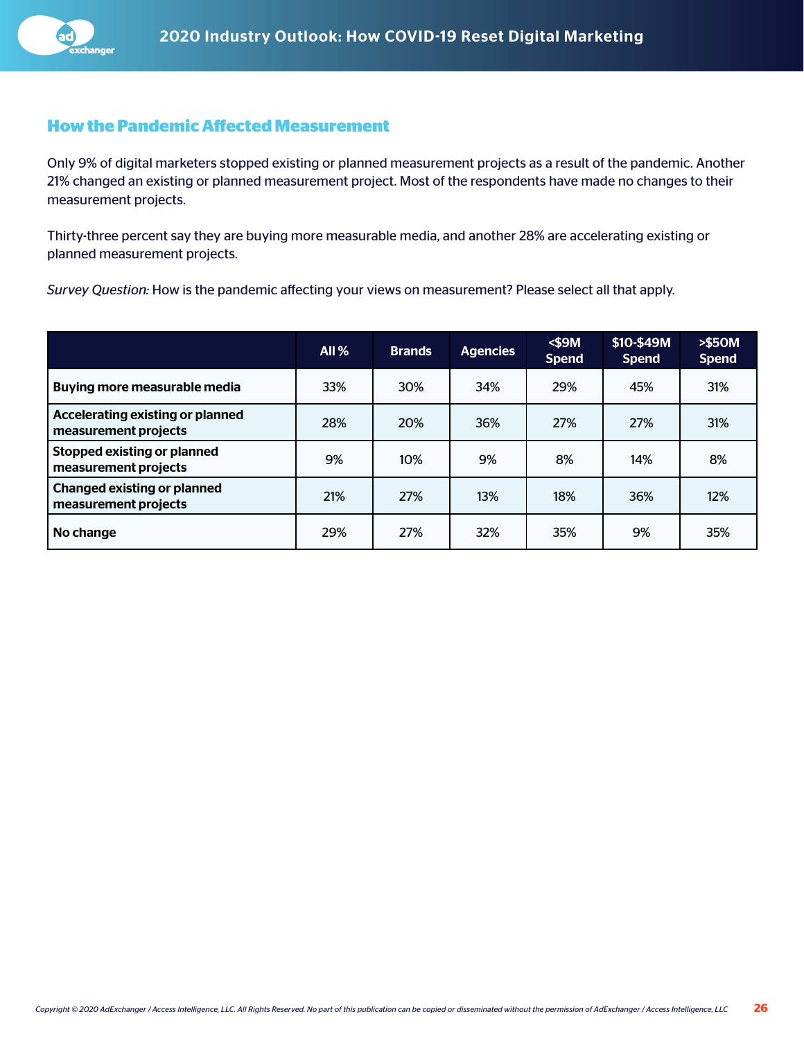## How the Pandemic Affected Measurement

Only 9% of digital marketers stopped existing or planned measurement projects as a result of the pandemic. Another 21% changed an existing or planned measurement project. Most of the respondents have made no changes to their measurement projects.

Thirty-three percent say they are buying more measurable media, and another 28% are accelerating existing or planned measurement projects.

*Survey Question:* How is the pandemic affecting your views on measurement? Please select all that apply.

| | All % | Brands | Agencies | <$9M Spend | $10-$49M Spend | >$50M Spend |
|---|---|---|---|---|---|---|
| **Buying more measurable media** | 33% | 30% | 34% | 29% | 45% | 31% |
| **Accelerating existing or planned measurement projects** | 28% | 20% | 36% | 27% | 27% | 31% |
| **Stopped existing or planned measurement projects** | 9% | 10% | 9% | 8% | 14% | 8% |
| **Changed existing or planned measurement projects** | 21% | 27% | 13% | 18% | 36% | 12% |
| **No change** | 29% | 27% | 32% | 35% | 9% | 35% |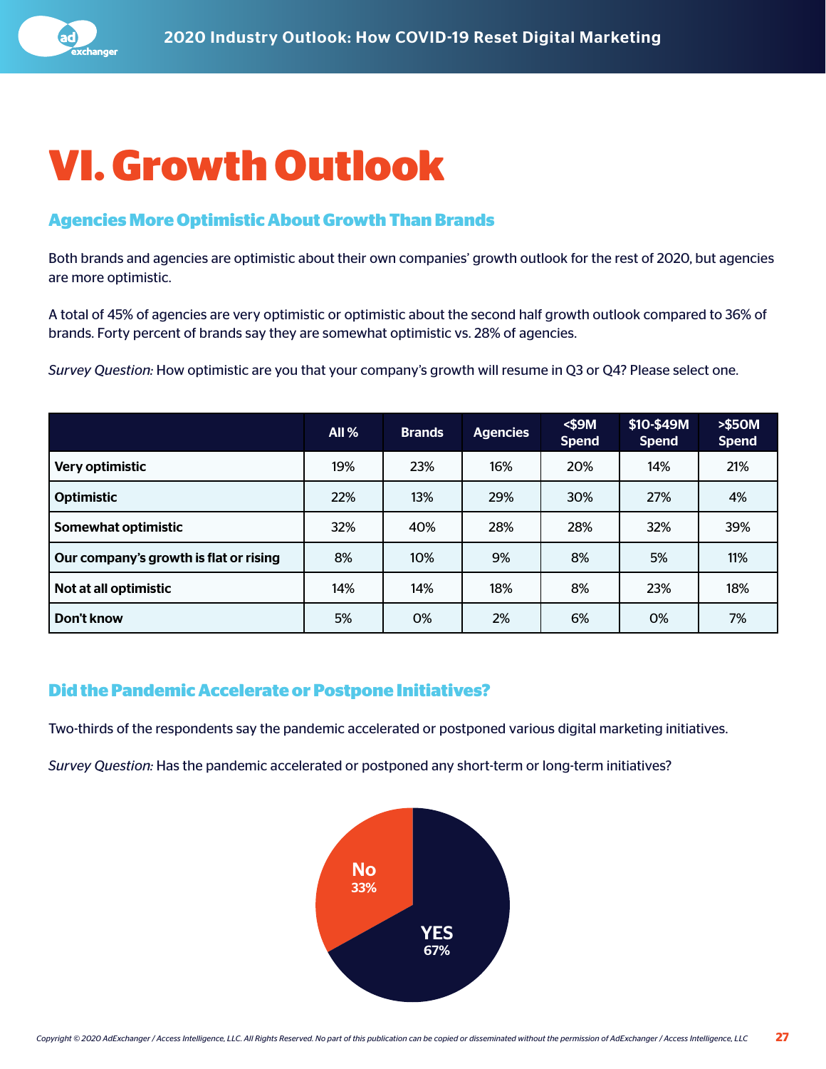# VI. Growth Outlook

## Agencies More Optimistic About Growth Than Brands

Both brands and agencies are optimistic about their own companies' growth outlook for the rest of 2020, but agencies are more optimistic.

A total of 45% of agencies are very optimistic or optimistic about the second half growth outlook compared to 36% of brands. Forty percent of brands say they are somewhat optimistic vs. 28% of agencies.

*Survey Question:* How optimistic are you that your company's growth will resume in Q3 or Q4? Please select one.

| | All % | Brands | Agencies | <$9M Spend | $10-$49M Spend | >$50M Spend |
|---|---|---|---|---|---|---|
| **Very optimistic** | 19% | 23% | 16% | 20% | 14% | 21% |
| **Optimistic** | 22% | 13% | 29% | 30% | 27% | 4% |
| **Somewhat optimistic** | 32% | 40% | 28% | 28% | 32% | 39% |
| **Our company's growth is flat or rising** | 8% | 10% | 9% | 8% | 5% | 11% |
| **Not at all optimistic** | 14% | 14% | 18% | 8% | 23% | 18% |
| **Don't know** | 5% | 0% | 2% | 6% | 0% | 7% |

## Did the Pandemic Accelerate or Postpone Initiatives?

Two-thirds of the respondents say the pandemic accelerated or postponed various digital marketing initiatives.

*Survey Question:* Has the pandemic accelerated or postponed any short-term or long-term initiatives?

No 33%

YES 67%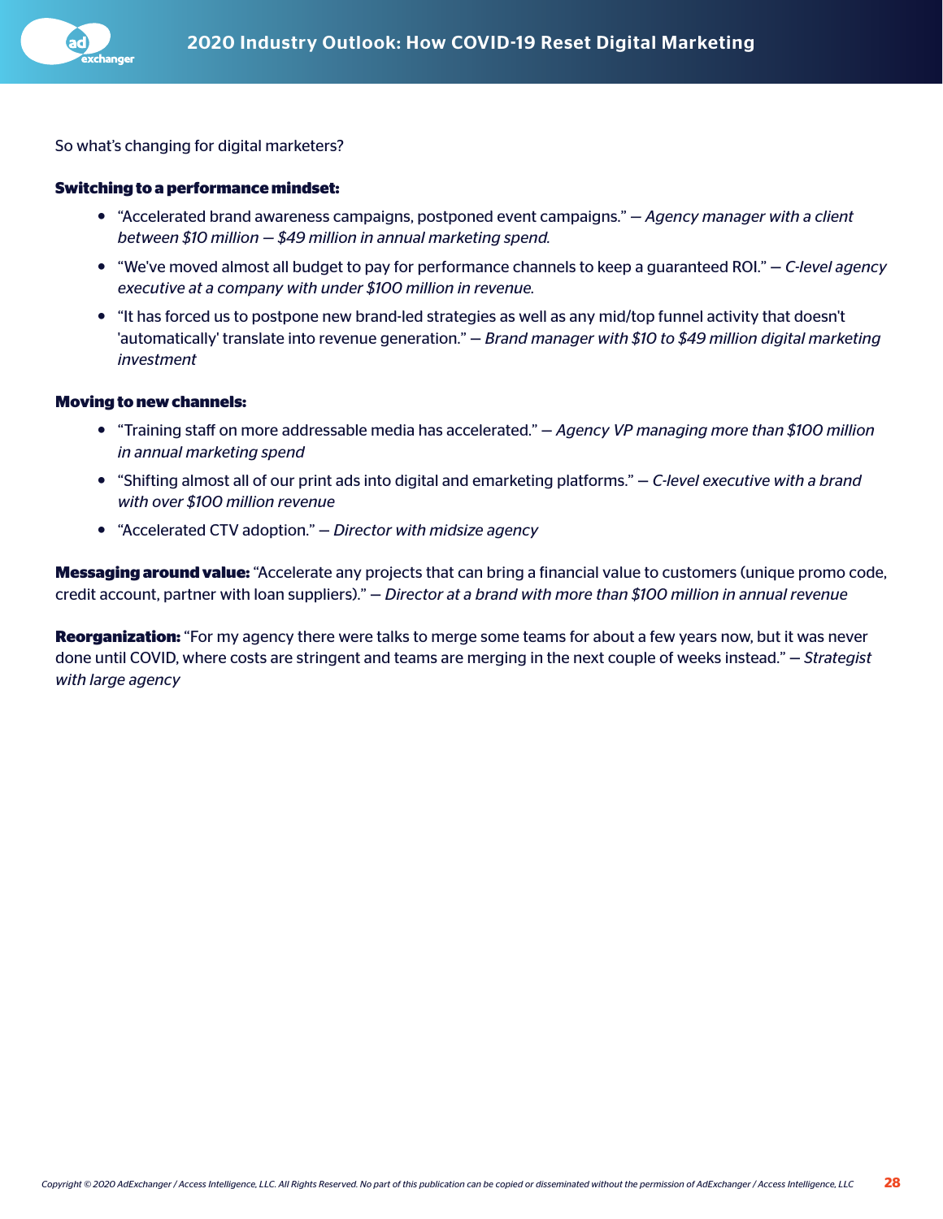So what's changing for digital marketers?

**Switching to a performance mindset:**

- "Accelerated brand awareness campaigns, postponed event campaigns." — *Agency manager with a client between $10 million — $49 million in annual marketing spend.*
- "We've moved almost all budget to pay for performance channels to keep a guaranteed ROI." — *C-level agency executive at a company with under $100 million in revenue.*
- "It has forced us to postpone new brand-led strategies as well as any mid/top funnel activity that doesn't 'automatically' translate into revenue generation." — *Brand manager with $10 to $49 million digital marketing investment*

**Moving to new channels:**

- "Training staff on more addressable media has accelerated." — *Agency VP managing more than $100 million in annual marketing spend*
- "Shifting almost all of our print ads into digital and emarketing platforms." — *C-level executive with a brand with over $100 million revenue*
- "Accelerated CTV adoption." — *Director with midsize agency*

**Messaging around value:** "Accelerate any projects that can bring a financial value to customers (unique promo code, credit account, partner with loan suppliers)." — *Director at a brand with more than $100 million in annual revenue*

**Reorganization:** "For my agency there were talks to merge some teams for about a few years now, but it was never done until COVID, where costs are stringent and teams are merging in the next couple of weeks instead." — *Strategist with large agency*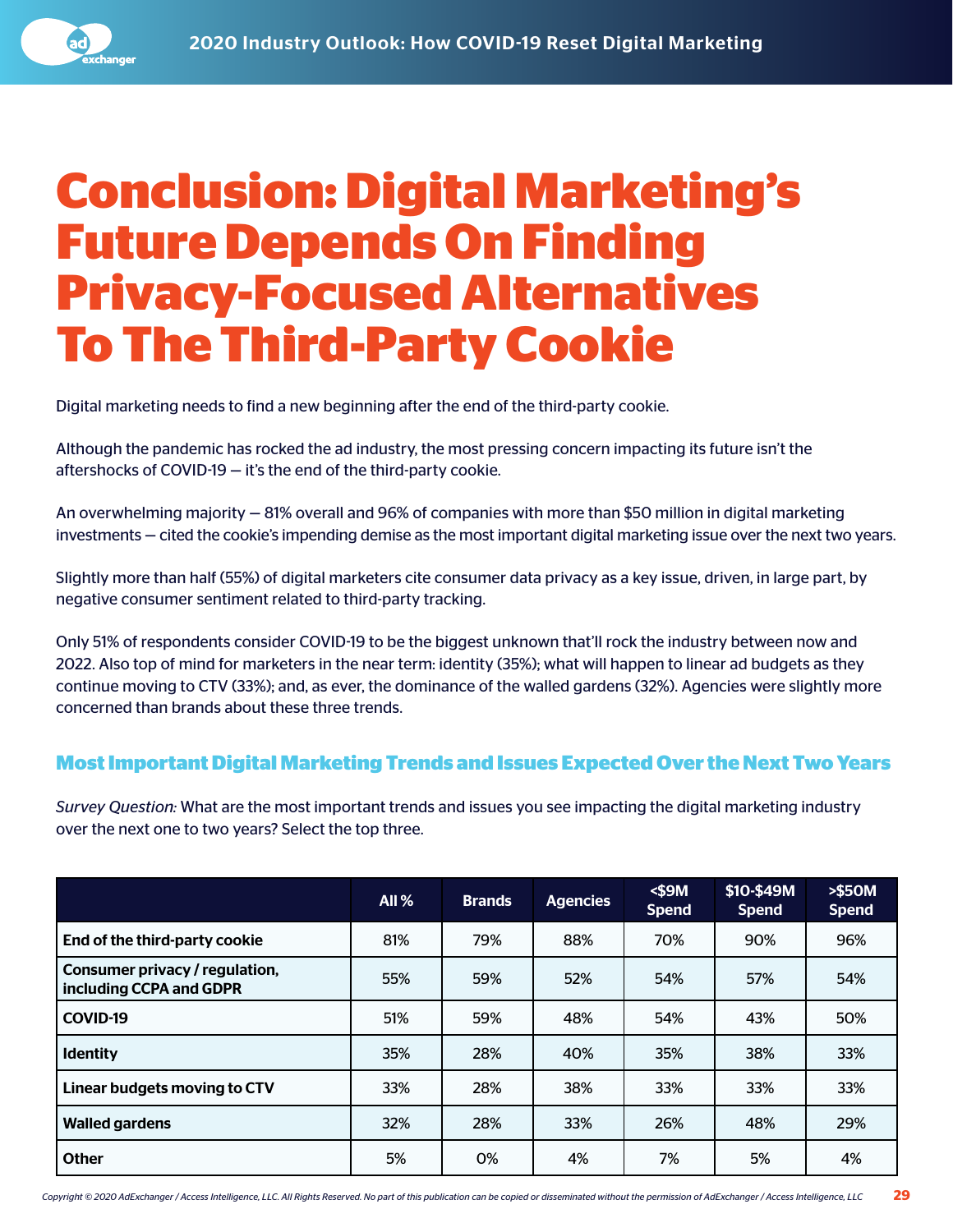# Conclusion: Digital Marketing's Future Depends On Finding Privacy-Focused Alternatives To The Third-Party Cookie

Digital marketing needs to find a new beginning after the end of the third-party cookie.

Although the pandemic has rocked the ad industry, the most pressing concern impacting its future isn't the aftershocks of COVID-19 — it's the end of the third-party cookie.

An overwhelming majority — 81% overall and 96% of companies with more than $50 million in digital marketing investments — cited the cookie's impending demise as the most important digital marketing issue over the next two years.

Slightly more than half (55%) of digital marketers cite consumer data privacy as a key issue, driven, in large part, by negative consumer sentiment related to third-party tracking.

Only 51% of respondents consider COVID-19 to be the biggest unknown that'll rock the industry between now and 2022. Also top of mind for marketers in the near term: identity (35%); what will happen to linear ad budgets as they continue moving to CTV (33%); and, as ever, the dominance of the walled gardens (32%). Agencies were slightly more concerned than brands about these three trends.

## Most Important Digital Marketing Trends and Issues Expected Over the Next Two Years

*Survey Question:* What are the most important trends and issues you see impacting the digital marketing industry over the next one to two years? Select the top three.

| | All % | Brands | Agencies | <$9M Spend | $10-$49M Spend | >$50M Spend |
|---|---|---|---|---|---|---|
| **End of the third-party cookie** | 81% | 79% | 88% | 70% | 90% | 96% |
| **Consumer privacy / regulation, including CCPA and GDPR** | 55% | 59% | 52% | 54% | 57% | 54% |
| **COVID-19** | 51% | 59% | 48% | 54% | 43% | 50% |
| **Identity** | 35% | 28% | 40% | 35% | 38% | 33% |
| **Linear budgets moving to CTV** | 33% | 28% | 38% | 33% | 33% | 33% |
| **Walled gardens** | 32% | 28% | 33% | 26% | 48% | 29% |
| **Other** | 5% | 0% | 4% | 7% | 5% | 4% |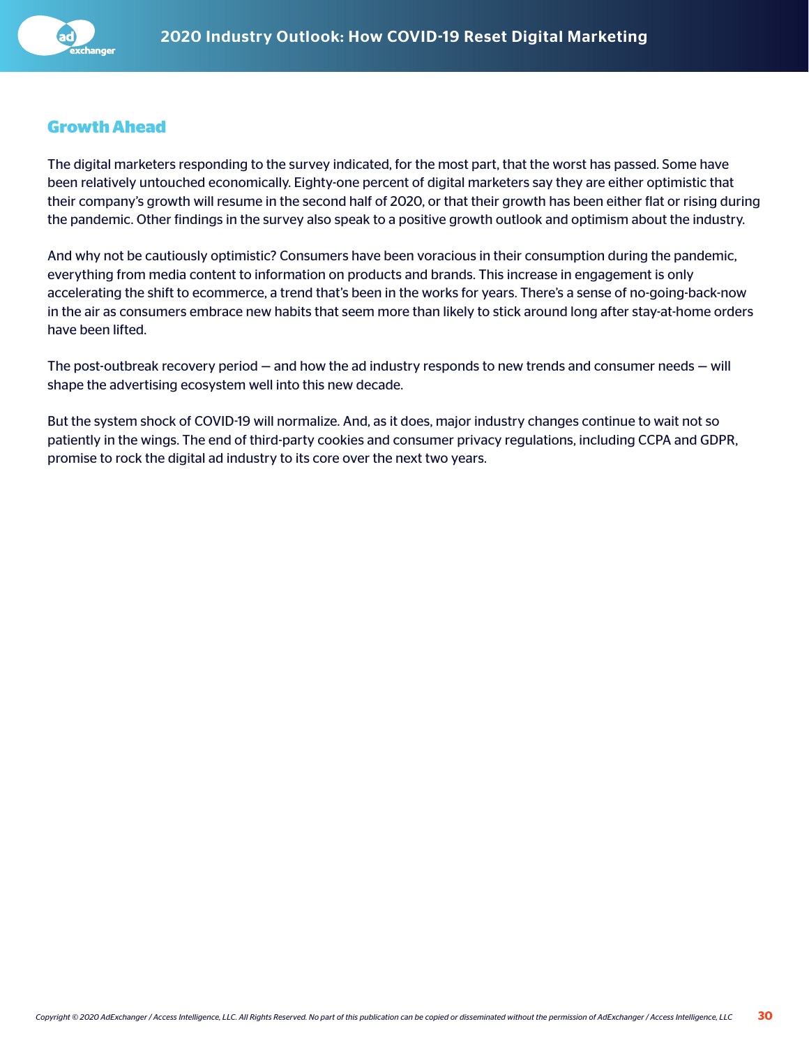## Growth Ahead

The digital marketers responding to the survey indicated, for the most part, that the worst has passed. Some have been relatively untouched economically. Eighty-one percent of digital marketers say they are either optimistic that their company's growth will resume in the second half of 2020, or that their growth has been either flat or rising during the pandemic. Other findings in the survey also speak to a positive growth outlook and optimism about the industry.

And why not be cautiously optimistic? Consumers have been voracious in their consumption during the pandemic, everything from media content to information on products and brands. This increase in engagement is only accelerating the shift to ecommerce, a trend that's been in the works for years. There's a sense of no-going-back-now in the air as consumers embrace new habits that seem more than likely to stick around long after stay-at-home orders have been lifted.

The post-outbreak recovery period — and how the ad industry responds to new trends and consumer needs — will shape the advertising ecosystem well into this new decade.

But the system shock of COVID-19 will normalize. And, as it does, major industry changes continue to wait not so patiently in the wings. The end of third-party cookies and consumer privacy regulations, including CCPA and GDPR, promise to rock the digital ad industry to its core over the next two years.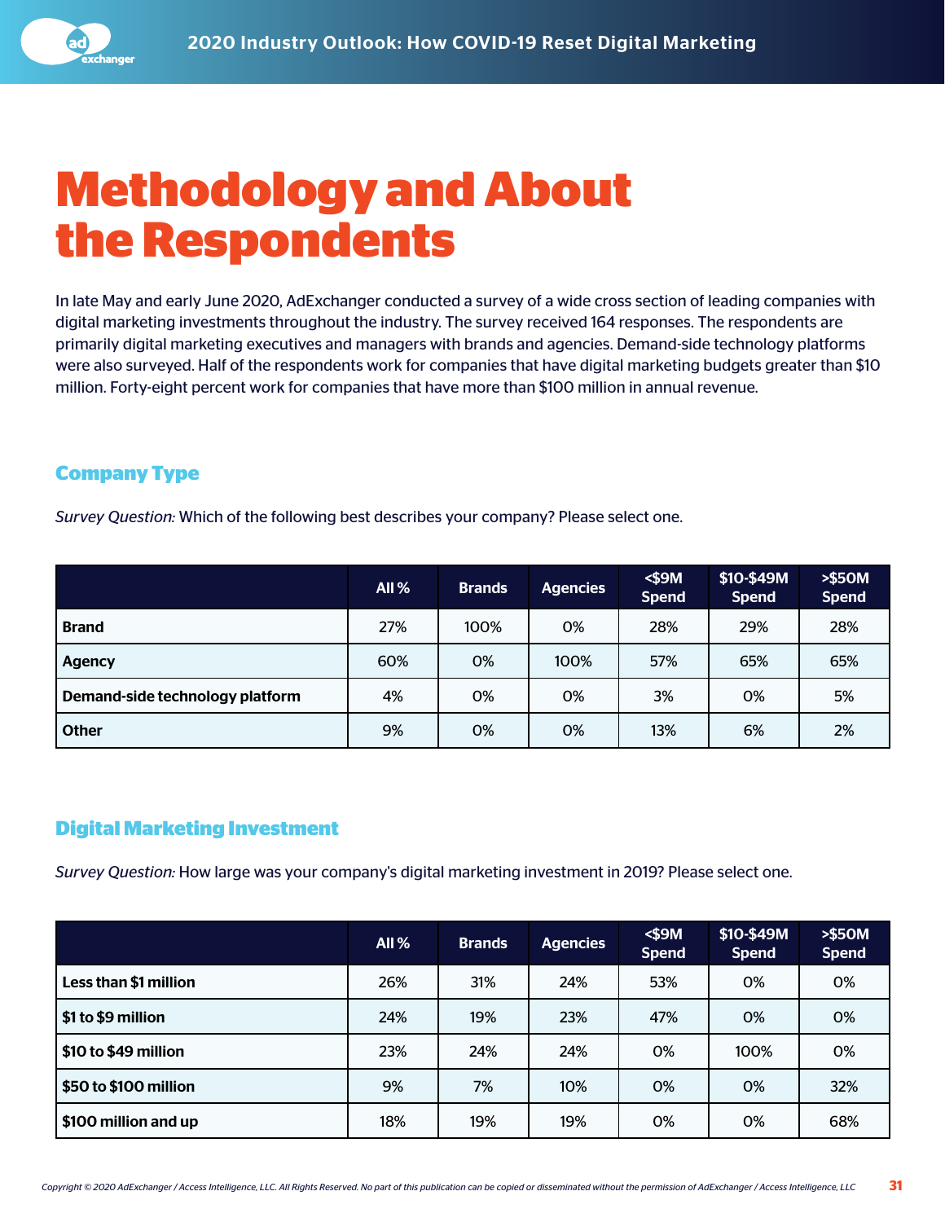# Methodology and About the Respondents

In late May and early June 2020, AdExchanger conducted a survey of a wide cross section of leading companies with digital marketing investments throughout the industry. The survey received 164 responses. The respondents are primarily digital marketing executives and managers with brands and agencies. Demand-side technology platforms were also surveyed. Half of the respondents work for companies that have digital marketing budgets greater than $10 million. Forty-eight percent work for companies that have more than $100 million in annual revenue.

## Company Type

*Survey Question:* Which of the following best describes your company? Please select one.

| | All % | Brands | Agencies | <$9M Spend | $10-$49M Spend | >$50M Spend |
|---|---|---|---|---|---|---|
| **Brand** | 27% | 100% | 0% | 28% | 29% | 28% |
| **Agency** | 60% | 0% | 100% | 57% | 65% | 65% |
| **Demand-side technology platform** | 4% | 0% | 0% | 3% | 0% | 5% |
| **Other** | 9% | 0% | 0% | 13% | 6% | 2% |

## Digital Marketing Investment

*Survey Question:* How large was your company's digital marketing investment in 2019? Please select one.

| | All % | Brands | Agencies | <$9M Spend | $10-$49M Spend | >$50M Spend |
|---|---|---|---|---|---|---|
| **Less than $1 million** | 26% | 31% | 24% | 53% | 0% | 0% |
| **$1 to $9 million** | 24% | 19% | 23% | 47% | 0% | 0% |
| **$10 to $49 million** | 23% | 24% | 24% | 0% | 100% | 0% |
| **$50 to $100 million** | 9% | 7% | 10% | 0% | 0% | 32% |
| **$100 million and up** | 18% | 19% | 19% | 0% | 0% | 68% |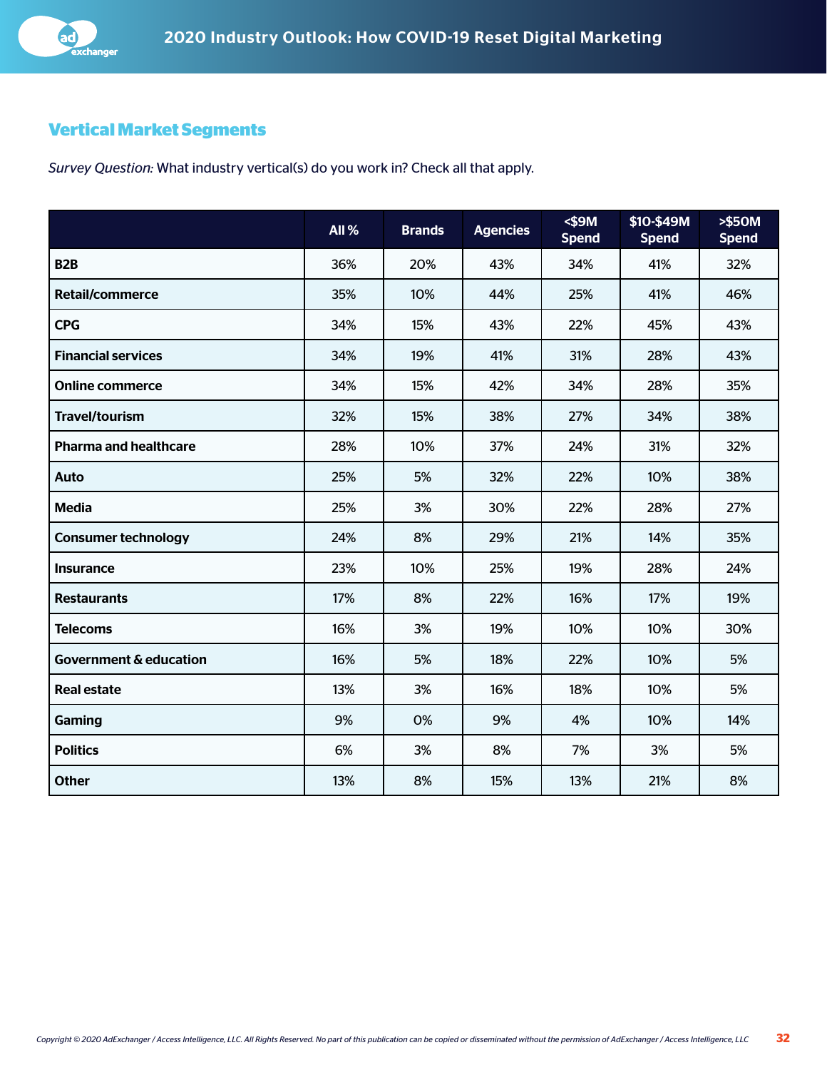## Vertical Market Segments

*Survey Question:* What industry vertical(s) do you work in? Check all that apply.

| | All % | Brands | Agencies | <$9M Spend | $10-$49M Spend | >$50M Spend |
|---|---|---|---|---|---|---|
| **B2B** | 36% | 20% | 43% | 34% | 41% | 32% |
| **Retail/commerce** | 35% | 10% | 44% | 25% | 41% | 46% |
| **CPG** | 34% | 15% | 43% | 22% | 45% | 43% |
| **Financial services** | 34% | 19% | 41% | 31% | 28% | 43% |
| **Online commerce** | 34% | 15% | 42% | 34% | 28% | 35% |
| **Travel/tourism** | 32% | 15% | 38% | 27% | 34% | 38% |
| **Pharma and healthcare** | 28% | 10% | 37% | 24% | 31% | 32% |
| **Auto** | 25% | 5% | 32% | 22% | 10% | 38% |
| **Media** | 25% | 3% | 30% | 22% | 28% | 27% |
| **Consumer technology** | 24% | 8% | 29% | 21% | 14% | 35% |
| **Insurance** | 23% | 10% | 25% | 19% | 28% | 24% |
| **Restaurants** | 17% | 8% | 22% | 16% | 17% | 19% |
| **Telecoms** | 16% | 3% | 19% | 10% | 10% | 30% |
| **Government & education** | 16% | 5% | 18% | 22% | 10% | 5% |
| **Real estate** | 13% | 3% | 16% | 18% | 10% | 5% |
| **Gaming** | 9% | 0% | 9% | 4% | 10% | 14% |
| **Politics** | 6% | 3% | 8% | 7% | 3% | 5% |
| **Other** | 13% | 8% | 15% | 13% | 21% | 8% |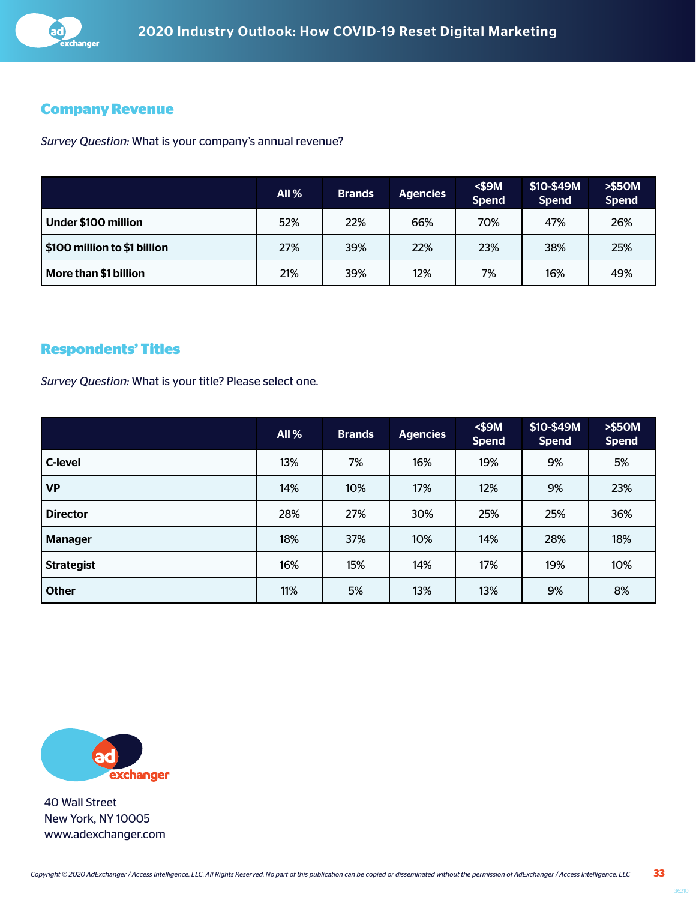## Company Revenue

*Survey Question:* What is your company's annual revenue?

| | All % | Brands | Agencies | <$9M Spend | $10-$49M Spend | >$50M Spend |
|---|---|---|---|---|---|---|
| **Under $100 million** | 52% | 22% | 66% | 70% | 47% | 26% |
| **$100 million to $1 billion** | 27% | 39% | 22% | 23% | 38% | 25% |
| **More than $1 billion** | 21% | 39% | 12% | 7% | 16% | 49% |

## Respondents' Titles

*Survey Question:* What is your title? Please select one.

| | All % | Brands | Agencies | <$9M Spend | $10-$49M Spend | >$50M Spend |
|---|---|---|---|---|---|---|
| **C-level** | 13% | 7% | 16% | 19% | 9% | 5% |
| **VP** | 14% | 10% | 17% | 12% | 9% | 23% |
| **Director** | 28% | 27% | 30% | 25% | 25% | 36% |
| **Manager** | 18% | 37% | 10% | 14% | 28% | 18% |
| **Strategist** | 16% | 15% | 14% | 17% | 19% | 10% |
| **Other** | 11% | 5% | 13% | 13% | 9% | 8% |

ad exchanger

40 Wall Street
New York, NY 10005
www.adexchanger.com

*Copyright © 2020 AdExchanger / Access Intelligence, LLC. All Rights Reserved. No part of this publication can be copied or disseminated without the permission of AdExchanger / Access Intelligence, LLC*